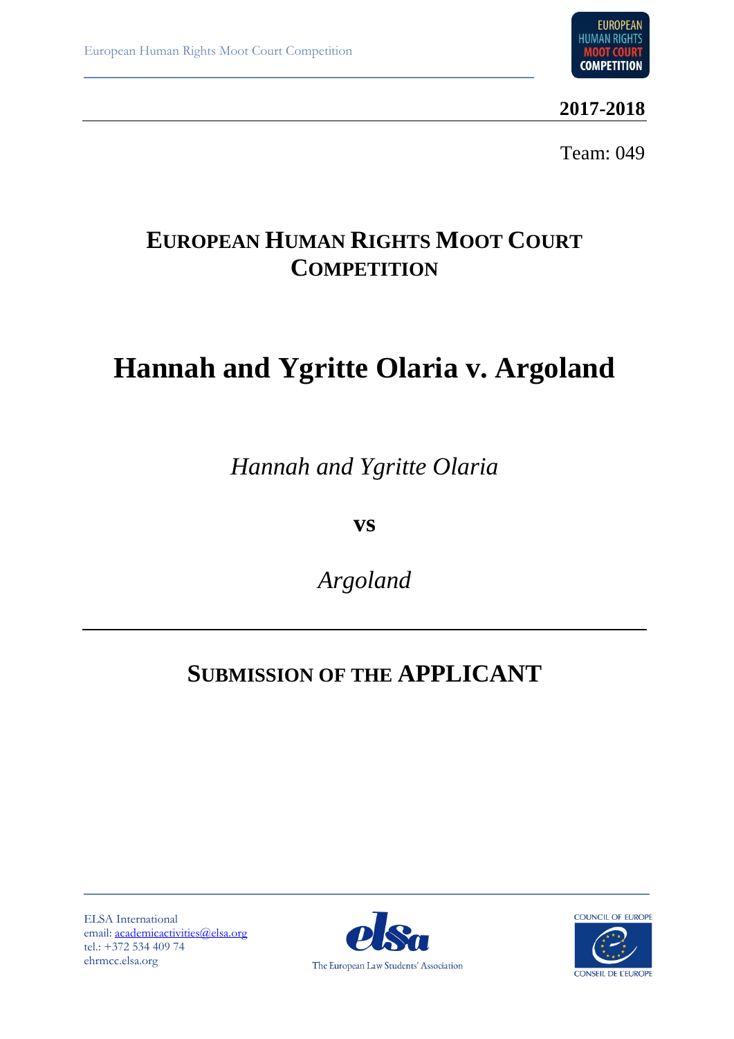**2017-2018**

Team: 049

# European Human Rights Moot Court Competition

# Hannah and Ygritte Olaria v. Argoland

*Hannah and Ygritte Olaria*

**vs**

*Argoland*

## Submission of the APPLICANT

ELSA International
email: academicactivities@elsa.org
tel.: +372 534 409 74
ehrmcc.elsa.org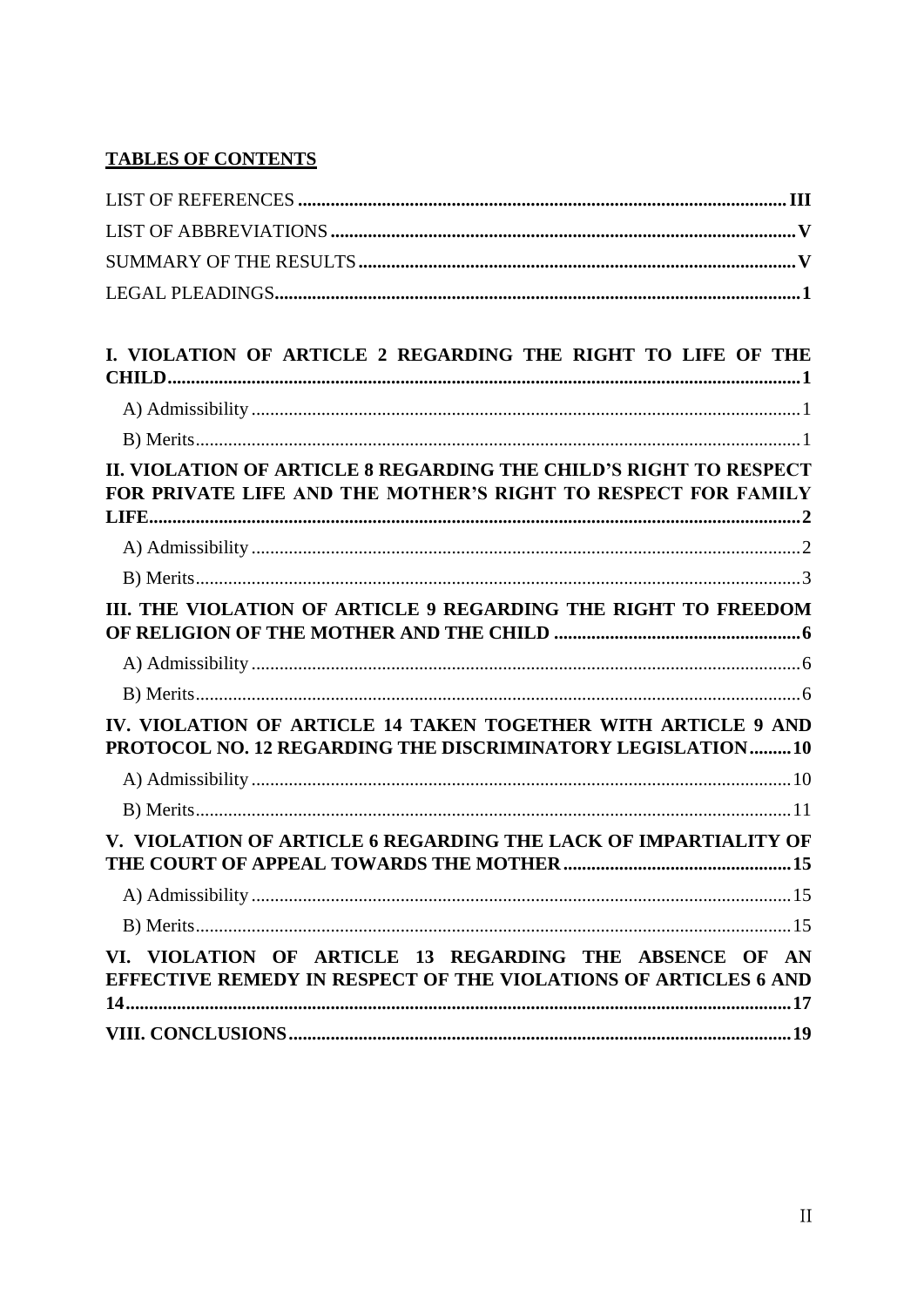**TABLES OF CONTENTS**

LIST OF REFERENCES ........ III

LIST OF ABBREVIATIONS ........ V

SUMMARY OF THE RESULTS ........ V

LEGAL PLEADINGS ........ 1

**I. VIOLATION OF ARTICLE 2 REGARDING THE RIGHT TO LIFE OF THE CHILD ........ 1**

A) Admissibility ........ 1

B) Merits ........ 1

**II. VIOLATION OF ARTICLE 8 REGARDING THE CHILD'S RIGHT TO RESPECT FOR PRIVATE LIFE AND THE MOTHER'S RIGHT TO RESPECT FOR FAMILY LIFE ........ 2**

A) Admissibility ........ 2

B) Merits ........ 3

**III. THE VIOLATION OF ARTICLE 9 REGARDING THE RIGHT TO FREEDOM OF RELIGION OF THE MOTHER AND THE CHILD ........ 6**

A) Admissibility ........ 6

B) Merits ........ 6

**IV. VIOLATION OF ARTICLE 14 TAKEN TOGETHER WITH ARTICLE 9 AND PROTOCOL NO. 12 REGARDING THE DISCRIMINATORY LEGISLATION ........ 10**

A) Admissibility ........ 10

B) Merits ........ 11

**V. VIOLATION OF ARTICLE 6 REGARDING THE LACK OF IMPARTIALITY OF THE COURT OF APPEAL TOWARDS THE MOTHER ........ 15**

A) Admissibility ........ 15

B) Merits ........ 15

**VI. VIOLATION OF ARTICLE 13 REGARDING THE ABSENCE OF AN EFFECTIVE REMEDY IN RESPECT OF THE VIOLATIONS OF ARTICLES 6 AND 14 ........ 17**

**VIII. CONCLUSIONS ........ 19**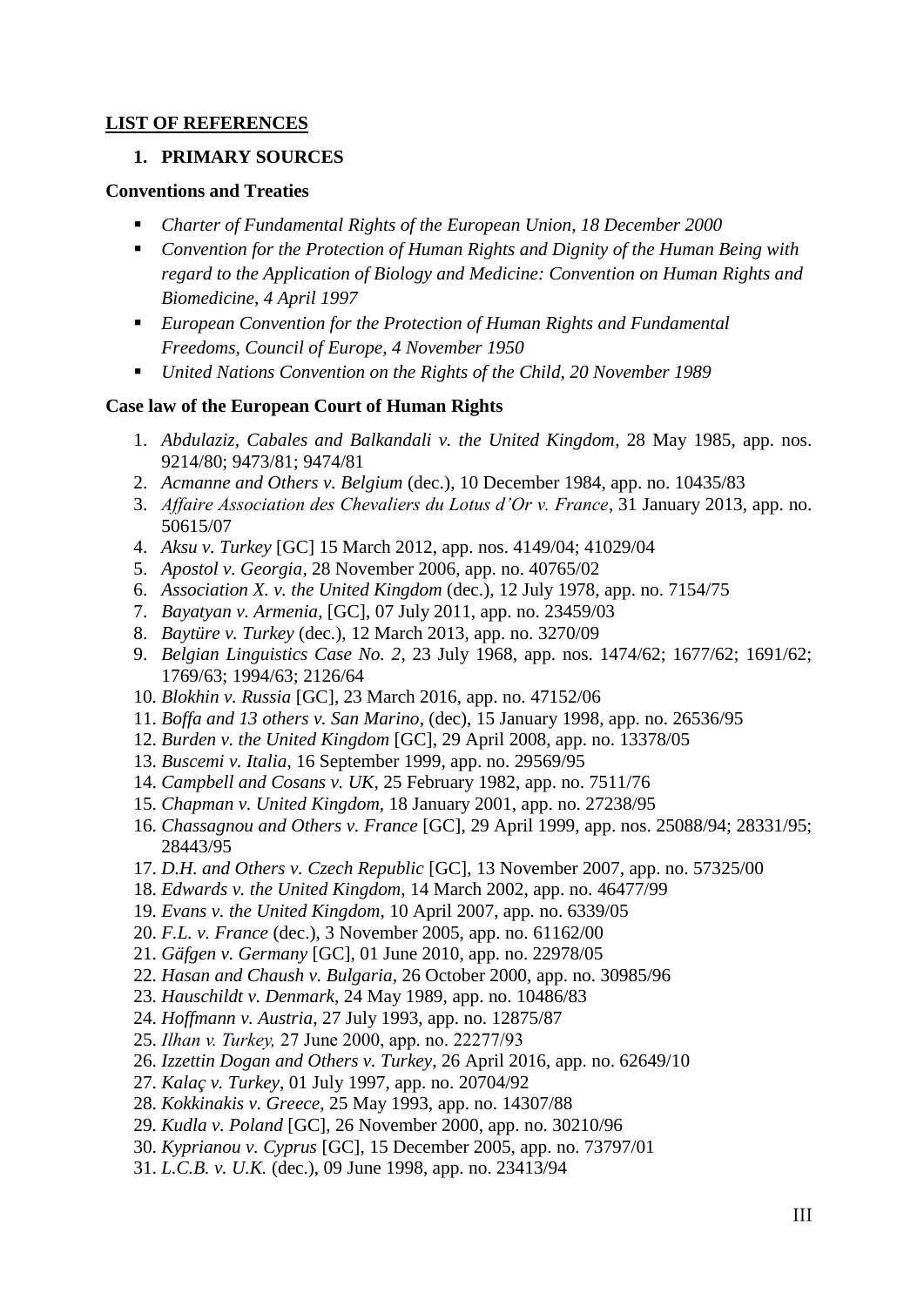## LIST OF REFERENCES

### 1. PRIMARY SOURCES

**Conventions and Treaties**

- *Charter of Fundamental Rights of the European Union, 18 December 2000*
- *Convention for the Protection of Human Rights and Dignity of the Human Being with regard to the Application of Biology and Medicine: Convention on Human Rights and Biomedicine, 4 April 1997*
- *European Convention for the Protection of Human Rights and Fundamental Freedoms, Council of Europe, 4 November 1950*
- *United Nations Convention on the Rights of the Child, 20 November 1989*

**Case law of the European Court of Human Rights**

1. *Abdulaziz, Cabales and Balkandali v. the United Kingdom*, 28 May 1985, app. nos. 9214/80; 9473/81; 9474/81
2. *Acmanne and Others v. Belgium* (dec.), 10 December 1984, app. no. 10435/83
3. *Affaire Association des Chevaliers du Lotus d'Or v. France*, 31 January 2013, app. no. 50615/07
4. *Aksu v. Turkey* [GC] 15 March 2012, app. nos. 4149/04; 41029/04
5. *Apostol v. Georgia*, 28 November 2006, app. no. 40765/02
6. *Association X. v. the United Kingdom* (dec.), 12 July 1978, app. no. 7154/75
7. *Bayatyan v. Armenia*, [GC], 07 July 2011, app. no. 23459/03
8. *Baytüre v. Turkey* (dec.), 12 March 2013, app. no. 3270/09
9. *Belgian Linguistics Case No. 2*, 23 July 1968, app. nos. 1474/62; 1677/62; 1691/62; 1769/63; 1994/63; 2126/64
10. *Blokhin v. Russia* [GC], 23 March 2016, app. no. 47152/06
11. *Boffa and 13 others v. San Marino*, (dec), 15 January 1998, app. no. 26536/95
12. *Burden v. the United Kingdom* [GC], 29 April 2008, app. no. 13378/05
13. *Buscemi v. Italia*, 16 September 1999, app. no. 29569/95
14. *Campbell and Cosans v. UK*, 25 February 1982, app. no. 7511/76
15. *Chapman v. United Kingdom*, 18 January 2001, app. no. 27238/95
16. *Chassagnou and Others v. France* [GC], 29 April 1999, app. nos. 25088/94; 28331/95; 28443/95
17. *D.H. and Others v. Czech Republic* [GC], 13 November 2007, app. no. 57325/00
18. *Edwards v. the United Kingdom*, 14 March 2002, app. no. 46477/99
19. *Evans v. the United Kingdom*, 10 April 2007, app. no. 6339/05
20. *F.L. v. France* (dec.), 3 November 2005, app. no. 61162/00
21. *Gäfgen v. Germany* [GC], 01 June 2010, app. no. 22978/05
22. *Hasan and Chaush v. Bulgaria*, 26 October 2000, app. no. 30985/96
23. *Hauschildt v. Denmark*, 24 May 1989, app. no. 10486/83
24. *Hoffmann v. Austria*, 27 July 1993, app. no. 12875/87
25. *Ilhan v. Turkey,* 27 June 2000, app. no. 22277/93
26. *Izzettin Dogan and Others v. Turkey*, 26 April 2016, app. no. 62649/10
27. *Kalaç v. Turkey*, 01 July 1997, app. no. 20704/92
28. *Kokkinakis v. Greece*, 25 May 1993, app. no. 14307/88
29. *Kudla v. Poland* [GC], 26 November 2000, app. no. 30210/96
30. *Kyprianou v. Cyprus* [GC], 15 December 2005, app. no. 73797/01
31. *L.C.B. v. U.K.* (dec.), 09 June 1998, app. no. 23413/94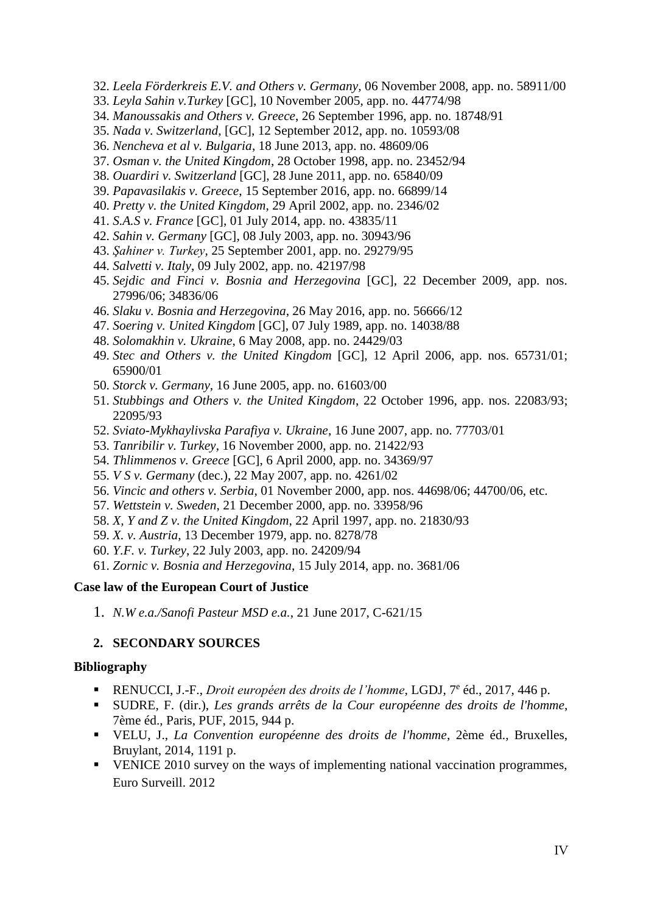32. *Leela Förderkreis E.V. and Others v. Germany*, 06 November 2008, app. no. 58911/00
33. *Leyla Sahin v.Turkey* [GC], 10 November 2005, app. no. 44774/98
34. *Manoussakis and Others v. Greece*, 26 September 1996, app. no. 18748/91
35. *Nada v. Switzerland*, [GC], 12 September 2012, app. no. 10593/08
36. *Nencheva et al v. Bulgaria*, 18 June 2013, app. no. 48609/06
37. *Osman v. the United Kingdom*, 28 October 1998, app. no. 23452/94
38. *Ouardiri v. Switzerland* [GC], 28 June 2011, app. no. 65840/09
39. *Papavasilakis v. Greece*, 15 September 2016, app. no. 66899/14
40. *Pretty v. the United Kingdom*, 29 April 2002, app. no. 2346/02
41. *S.A.S v. France* [GC], 01 July 2014, app. no. 43835/11
42. *Sahin v. Germany* [GC], 08 July 2003, app. no. 30943/96
43. *Şahiner v. Turkey*, 25 September 2001, app. no. 29279/95
44. *Salvetti v. Italy*, 09 July 2002, app. no. 42197/98
45. *Sejdic and Finci v. Bosnia and Herzegovina* [GC], 22 December 2009, app. nos. 27996/06; 34836/06
46. *Slaku v. Bosnia and Herzegovina*, 26 May 2016, app. no. 56666/12
47. *Soering v. United Kingdom* [GC], 07 July 1989, app. no. 14038/88
48. *Solomakhin v. Ukraine*, 6 May 2008, app. no. 24429/03
49. *Stec and Others v. the United Kingdom* [GC], 12 April 2006, app. nos. 65731/01; 65900/01
50. *Storck v. Germany*, 16 June 2005, app. no. 61603/00
51. *Stubbings and Others v. the United Kingdom*, 22 October 1996, app. nos. 22083/93; 22095/93
52. *Sviato-Mykhaylivska Parafiya v. Ukraine*, 16 June 2007, app. no. 77703/01
53. *Tanribilir v. Turkey*, 16 November 2000, app. no. 21422/93
54. *Thlimmenos v. Greece* [GC], 6 April 2000, app. no. 34369/97
55. *V S v. Germany* (dec.), 22 May 2007, app. no. 4261/02
56. *Vincic and others v. Serbia*, 01 November 2000, app. nos. 44698/06; 44700/06, etc.
57. *Wettstein v. Sweden*, 21 December 2000, app. no. 33958/96
58. *X, Y and Z v. the United Kingdom*, 22 April 1997, app. no. 21830/93
59. *X. v. Austria*, 13 December 1979, app. no. 8278/78
60. *Y.F. v. Turkey*, 22 July 2003, app. no. 24209/94
61. *Zornic v. Bosnia and Herzegovina*, 15 July 2014, app. no. 3681/06

**Case law of the European Court of Justice**

1. *N.W e.a./Sanofi Pasteur MSD e.a.*, 21 June 2017, C-621/15

## 2. SECONDARY SOURCES

**Bibliography**

- RENUCCI, J.-F., *Droit européen des droits de l'homme*, LGDJ, 7e éd., 2017, 446 p.
- SUDRE, F. (dir.), *Les grands arrêts de la Cour européenne des droits de l'homme*, 7ème éd., Paris, PUF, 2015, 944 p.
- VELU, J., *La Convention européenne des droits de l'homme*, 2ème éd., Bruxelles, Bruylant, 2014, 1191 p.
- VENICE 2010 survey on the ways of implementing national vaccination programmes, Euro Surveill. 2012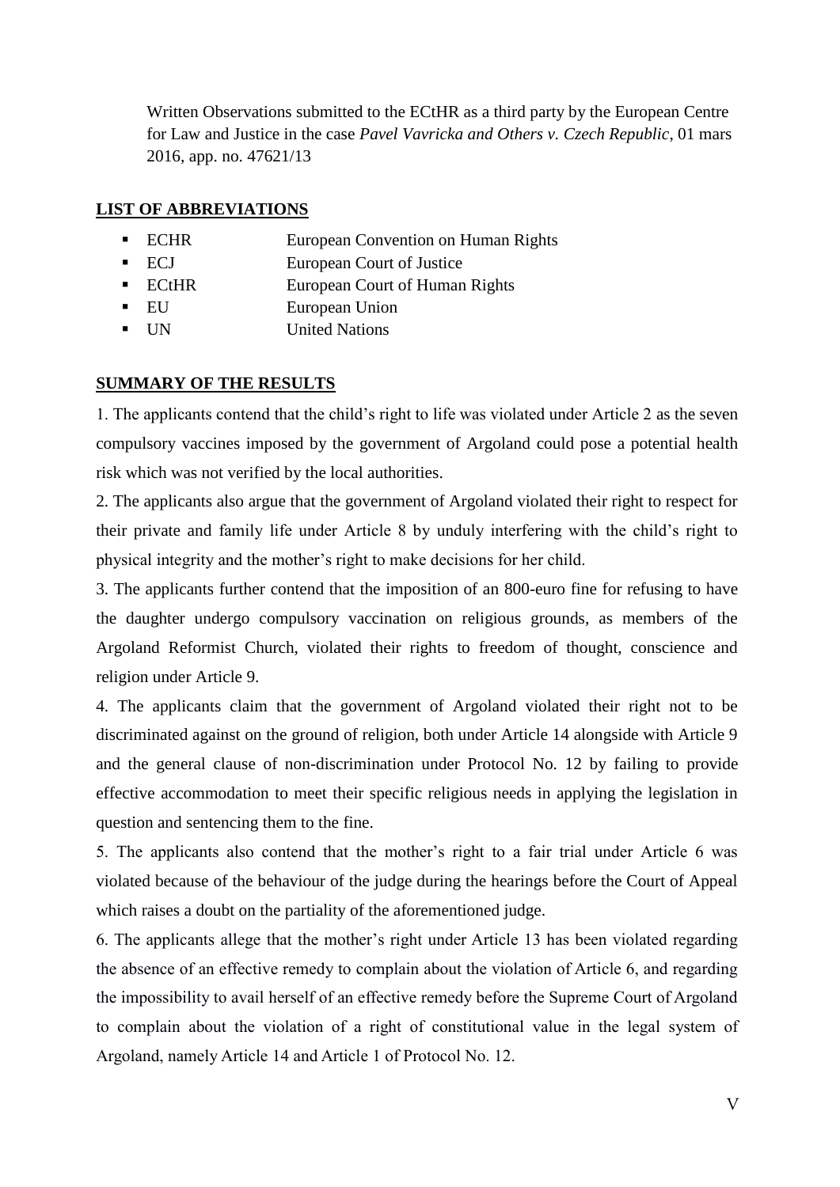Written Observations submitted to the ECtHR as a third party by the European Centre for Law and Justice in the case *Pavel Vavricka and Others v. Czech Republic*, 01 mars 2016, app. no. 47621/13

## LIST OF ABBREVIATIONS

- ECHR European Convention on Human Rights
- ECJ European Court of Justice
- ECtHR European Court of Human Rights
- EU European Union
- UN United Nations

## SUMMARY OF THE RESULTS

1. The applicants contend that the child's right to life was violated under Article 2 as the seven compulsory vaccines imposed by the government of Argoland could pose a potential health risk which was not verified by the local authorities.

2. The applicants also argue that the government of Argoland violated their right to respect for their private and family life under Article 8 by unduly interfering with the child's right to physical integrity and the mother's right to make decisions for her child.

3. The applicants further contend that the imposition of an 800-euro fine for refusing to have the daughter undergo compulsory vaccination on religious grounds, as members of the Argoland Reformist Church, violated their rights to freedom of thought, conscience and religion under Article 9.

4. The applicants claim that the government of Argoland violated their right not to be discriminated against on the ground of religion, both under Article 14 alongside with Article 9 and the general clause of non-discrimination under Protocol No. 12 by failing to provide effective accommodation to meet their specific religious needs in applying the legislation in question and sentencing them to the fine.

5. The applicants also contend that the mother's right to a fair trial under Article 6 was violated because of the behaviour of the judge during the hearings before the Court of Appeal which raises a doubt on the partiality of the aforementioned judge.

6. The applicants allege that the mother's right under Article 13 has been violated regarding the absence of an effective remedy to complain about the violation of Article 6, and regarding the impossibility to avail herself of an effective remedy before the Supreme Court of Argoland to complain about the violation of a right of constitutional value in the legal system of Argoland, namely Article 14 and Article 1 of Protocol No. 12.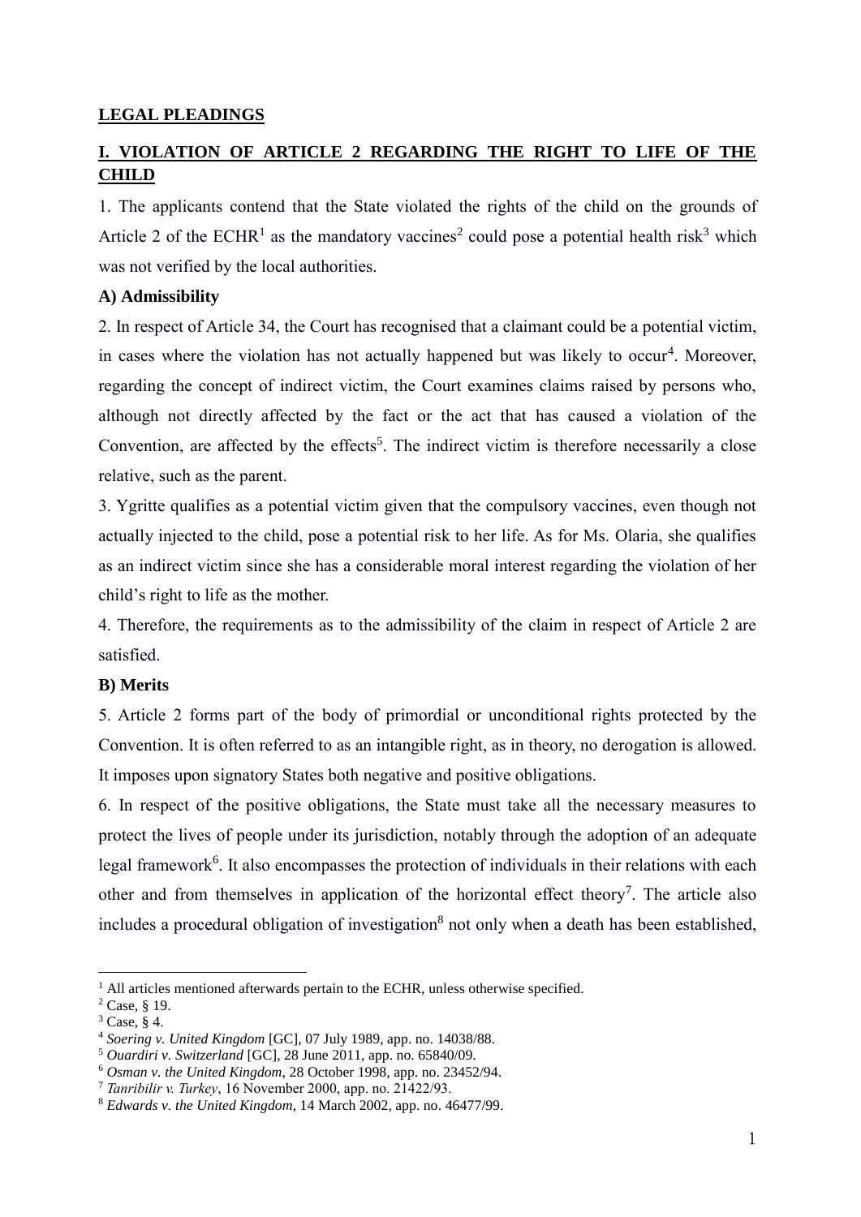## LEGAL PLEADINGS

## I. VIOLATION OF ARTICLE 2 REGARDING THE RIGHT TO LIFE OF THE CHILD

1. The applicants contend that the State violated the rights of the child on the grounds of Article 2 of the ECHR[1] as the mandatory vaccines[2] could pose a potential health risk[3] which was not verified by the local authorities.

### A) Admissibility

2. In respect of Article 34, the Court has recognised that a claimant could be a potential victim, in cases where the violation has not actually happened but was likely to occur[4]. Moreover, regarding the concept of indirect victim, the Court examines claims raised by persons who, although not directly affected by the fact or the act that has caused a violation of the Convention, are affected by the effects[5]. The indirect victim is therefore necessarily a close relative, such as the parent.

3. Ygritte qualifies as a potential victim given that the compulsory vaccines, even though not actually injected to the child, pose a potential risk to her life. As for Ms. Olaria, she qualifies as an indirect victim since she has a considerable moral interest regarding the violation of her child's right to life as the mother.

4. Therefore, the requirements as to the admissibility of the claim in respect of Article 2 are satisfied.

### B) Merits

5. Article 2 forms part of the body of primordial or unconditional rights protected by the Convention. It is often referred to as an intangible right, as in theory, no derogation is allowed. It imposes upon signatory States both negative and positive obligations.

6. In respect of the positive obligations, the State must take all the necessary measures to protect the lives of people under its jurisdiction, notably through the adoption of an adequate legal framework[6]. It also encompasses the protection of individuals in their relations with each other and from themselves in application of the horizontal effect theory[7]. The article also includes a procedural obligation of investigation[8] not only when a death has been established,

---

[1] All articles mentioned afterwards pertain to the ECHR, unless otherwise specified.

[2] Case, § 19.

[3] Case, § 4.

[4] *Soering v. United Kingdom* [GC], 07 July 1989, app. no. 14038/88.

[5] *Ouardiri v. Switzerland* [GC], 28 June 2011, app. no. 65840/09.

[6] *Osman v. the United Kingdom*, 28 October 1998, app. no. 23452/94.

[7] *Tanribilir v. Turkey*, 16 November 2000, app. no. 21422/93.

[8] *Edwards v. the United Kingdom*, 14 March 2002, app. no. 46477/99.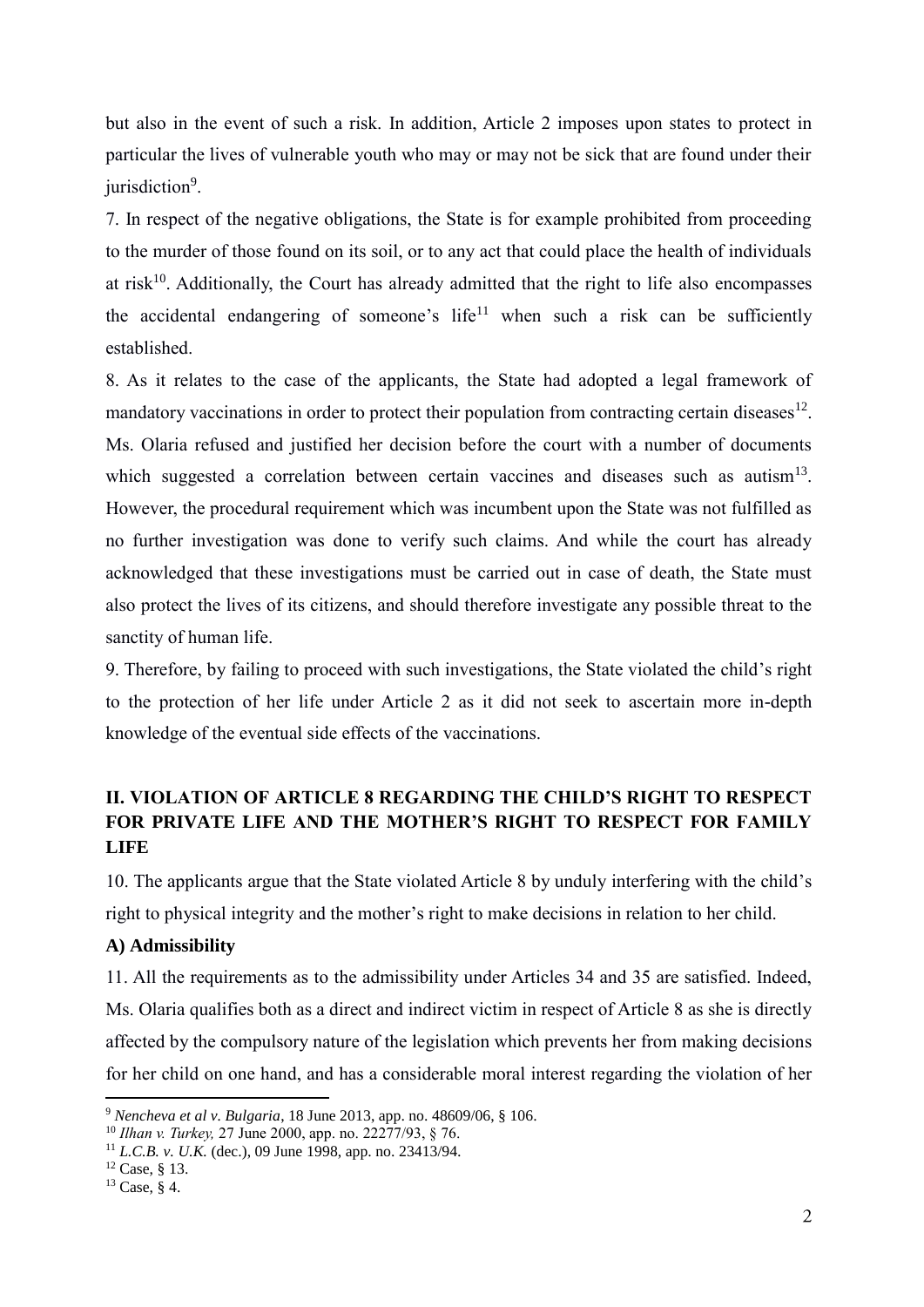but also in the event of such a risk. In addition, Article 2 imposes upon states to protect in particular the lives of vulnerable youth who may or may not be sick that are found under their jurisdiction[9].

7. In respect of the negative obligations, the State is for example prohibited from proceeding to the murder of those found on its soil, or to any act that could place the health of individuals at risk[10]. Additionally, the Court has already admitted that the right to life also encompasses the accidental endangering of someone's life[11] when such a risk can be sufficiently established.

8. As it relates to the case of the applicants, the State had adopted a legal framework of mandatory vaccinations in order to protect their population from contracting certain diseases[12]. Ms. Olaria refused and justified her decision before the court with a number of documents which suggested a correlation between certain vaccines and diseases such as autism[13]. However, the procedural requirement which was incumbent upon the State was not fulfilled as no further investigation was done to verify such claims. And while the court has already acknowledged that these investigations must be carried out in case of death, the State must also protect the lives of its citizens, and should therefore investigate any possible threat to the sanctity of human life.

9. Therefore, by failing to proceed with such investigations, the State violated the child's right to the protection of her life under Article 2 as it did not seek to ascertain more in-depth knowledge of the eventual side effects of the vaccinations.

## II. VIOLATION OF ARTICLE 8 REGARDING THE CHILD'S RIGHT TO RESPECT FOR PRIVATE LIFE AND THE MOTHER'S RIGHT TO RESPECT FOR FAMILY LIFE

10. The applicants argue that the State violated Article 8 by unduly interfering with the child's right to physical integrity and the mother's right to make decisions in relation to her child.

### A) Admissibility

11. All the requirements as to the admissibility under Articles 34 and 35 are satisfied. Indeed, Ms. Olaria qualifies both as a direct and indirect victim in respect of Article 8 as she is directly affected by the compulsory nature of the legislation which prevents her from making decisions for her child on one hand, and has a considerable moral interest regarding the violation of her

---

[9] *Nencheva et al v. Bulgaria*, 18 June 2013, app. no. 48609/06, § 106.

[10] *Ilhan v. Turkey,* 27 June 2000, app. no. 22277/93, § 76.

[11] *L.C.B. v. U.K.* (dec.), 09 June 1998, app. no. 23413/94.

[12] Case, § 13.

[13] Case, § 4.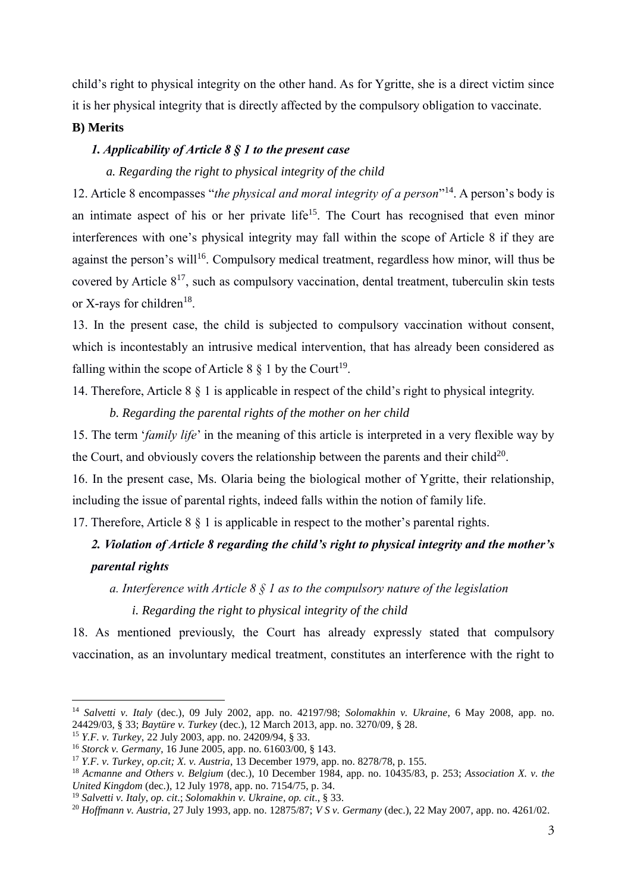child's right to physical integrity on the other hand. As for Ygritte, she is a direct victim since it is her physical integrity that is directly affected by the compulsory obligation to vaccinate.

**B) Merits**

***1. Applicability of Article 8 § 1 to the present case***

*a. Regarding the right to physical integrity of the child*

12. Article 8 encompasses "*the physical and moral integrity of a person*"[14]. A person's body is an intimate aspect of his or her private life[15]. The Court has recognised that even minor interferences with one's physical integrity may fall within the scope of Article 8 if they are against the person's will[16]. Compulsory medical treatment, regardless how minor, will thus be covered by Article 8[17], such as compulsory vaccination, dental treatment, tuberculin skin tests or X-rays for children[18].

13. In the present case, the child is subjected to compulsory vaccination without consent, which is incontestably an intrusive medical intervention, that has already been considered as falling within the scope of Article 8 § 1 by the Court[19].

14. Therefore, Article 8 § 1 is applicable in respect of the child's right to physical integrity.

*b. Regarding the parental rights of the mother on her child*

15. The term '*family life*' in the meaning of this article is interpreted in a very flexible way by the Court, and obviously covers the relationship between the parents and their child[20].

16. In the present case, Ms. Olaria being the biological mother of Ygritte, their relationship, including the issue of parental rights, indeed falls within the notion of family life.

17. Therefore, Article 8 § 1 is applicable in respect to the mother's parental rights.

***2. Violation of Article 8 regarding the child's right to physical integrity and the mother's parental rights***

*a. Interference with Article 8 § 1 as to the compulsory nature of the legislation*

*i. Regarding the right to physical integrity of the child*

18. As mentioned previously, the Court has already expressly stated that compulsory vaccination, as an involuntary medical treatment, constitutes an interference with the right to

---

[14] *Salvetti v. Italy* (dec.), 09 July 2002, app. no. 42197/98; *Solomakhin v. Ukraine*, 6 May 2008, app. no. 24429/03, § 33; *Baytüre v. Turkey* (dec.), 12 March 2013, app. no. 3270/09, § 28.

[15] *Y.F. v. Turkey*, 22 July 2003, app. no. 24209/94, § 33.

[16] *Storck v. Germany*, 16 June 2005, app. no. 61603/00, § 143.

[17] *Y.F. v. Turkey*, *op.cit; X. v. Austria*, 13 December 1979, app. no. 8278/78, p. 155.

[18] *Acmanne and Others v. Belgium* (dec.), 10 December 1984, app. no. 10435/83, p. 253; *Association X. v. the United Kingdom* (dec.), 12 July 1978, app. no. 7154/75, p. 34.

[19] *Salvetti v. Italy*, *op. cit.*; *Solomakhin v. Ukraine*, *op. cit*., § 33.

[20] *Hoffmann v. Austria*, 27 July 1993, app. no. 12875/87; *V S v. Germany* (dec.), 22 May 2007, app. no. 4261/02.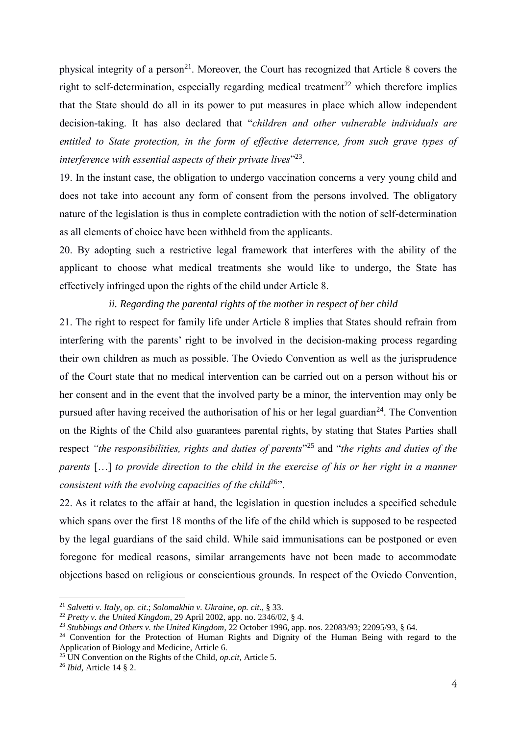physical integrity of a person[21]. Moreover, the Court has recognized that Article 8 covers the right to self-determination, especially regarding medical treatment[22] which therefore implies that the State should do all in its power to put measures in place which allow independent decision-taking. It has also declared that "*children and other vulnerable individuals are entitled to State protection, in the form of effective deterrence, from such grave types of interference with essential aspects of their private lives*"[23].

19. In the instant case, the obligation to undergo vaccination concerns a very young child and does not take into account any form of consent from the persons involved. The obligatory nature of the legislation is thus in complete contradiction with the notion of self-determination as all elements of choice have been withheld from the applicants.

20. By adopting such a restrictive legal framework that interferes with the ability of the applicant to choose what medical treatments she would like to undergo, the State has effectively infringed upon the rights of the child under Article 8.

*ii. Regarding the parental rights of the mother in respect of her child*

21. The right to respect for family life under Article 8 implies that States should refrain from interfering with the parents' right to be involved in the decision-making process regarding their own children as much as possible. The Oviedo Convention as well as the jurisprudence of the Court state that no medical intervention can be carried out on a person without his or her consent and in the event that the involved party be a minor, the intervention may only be pursued after having received the authorisation of his or her legal guardian[24]. The Convention on the Rights of the Child also guarantees parental rights, by stating that States Parties shall respect *"the responsibilities, rights and duties of parents*"[25] and "*the rights and duties of the parents* […] *to provide direction to the child in the exercise of his or her right in a manner consistent with the evolving capacities of the child*[26]".

22. As it relates to the affair at hand, the legislation in question includes a specified schedule which spans over the first 18 months of the life of the child which is supposed to be respected by the legal guardians of the said child. While said immunisations can be postponed or even foregone for medical reasons, similar arrangements have not been made to accommodate objections based on religious or conscientious grounds. In respect of the Oviedo Convention,

---

[21] *Salvetti v. Italy*, *op. cit*.; *Solomakhin v. Ukraine*, *op. cit*., § 33.

[22] *Pretty v. the United Kingdom*, 29 April 2002, app. no. 2346/02, § 4.

[23] *Stubbings and Others v. the United Kingdom*, 22 October 1996, app. nos. 22083/93; 22095/93, § 64.

[24] Convention for the Protection of Human Rights and Dignity of the Human Being with regard to the Application of Biology and Medicine, Article 6.

[25] UN Convention on the Rights of the Child, *op.cit*, Article 5.

[26] *Ibid*, Article 14 § 2.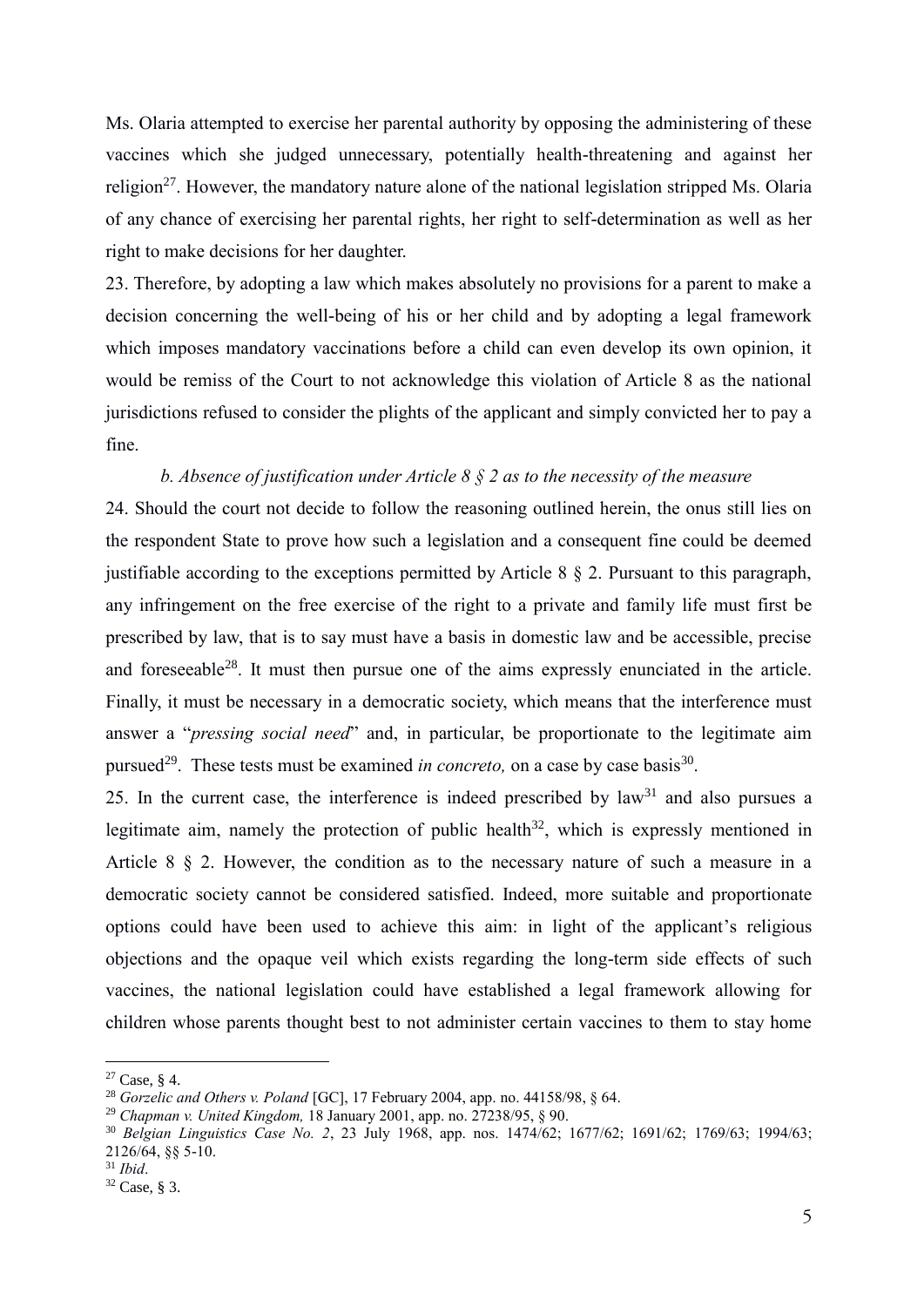Ms. Olaria attempted to exercise her parental authority by opposing the administering of these vaccines which she judged unnecessary, potentially health-threatening and against her religion[27]. However, the mandatory nature alone of the national legislation stripped Ms. Olaria of any chance of exercising her parental rights, her right to self-determination as well as her right to make decisions for her daughter.

23. Therefore, by adopting a law which makes absolutely no provisions for a parent to make a decision concerning the well-being of his or her child and by adopting a legal framework which imposes mandatory vaccinations before a child can even develop its own opinion, it would be remiss of the Court to not acknowledge this violation of Article 8 as the national jurisdictions refused to consider the plights of the applicant and simply convicted her to pay a fine.

*b. Absence of justification under Article 8 § 2 as to the necessity of the measure*

24. Should the court not decide to follow the reasoning outlined herein, the onus still lies on the respondent State to prove how such a legislation and a consequent fine could be deemed justifiable according to the exceptions permitted by Article 8 § 2. Pursuant to this paragraph, any infringement on the free exercise of the right to a private and family life must first be prescribed by law, that is to say must have a basis in domestic law and be accessible, precise and foreseeable[28]. It must then pursue one of the aims expressly enunciated in the article. Finally, it must be necessary in a democratic society, which means that the interference must answer a "*pressing social need*" and, in particular, be proportionate to the legitimate aim pursued[29]. These tests must be examined *in concreto,* on a case by case basis[30].

25. In the current case, the interference is indeed prescribed by law[31] and also pursues a legitimate aim, namely the protection of public health[32], which is expressly mentioned in Article 8 § 2. However, the condition as to the necessary nature of such a measure in a democratic society cannot be considered satisfied. Indeed, more suitable and proportionate options could have been used to achieve this aim: in light of the applicant's religious objections and the opaque veil which exists regarding the long-term side effects of such vaccines, the national legislation could have established a legal framework allowing for children whose parents thought best to not administer certain vaccines to them to stay home

---

[27] Case, § 4.

[28] *Gorzelic and Others v. Poland* [GC], 17 February 2004, app. no. 44158/98, § 64.

[29] *Chapman v. United Kingdom,* 18 January 2001, app. no. 27238/95, § 90.

[30] *Belgian Linguistics Case No. 2*, 23 July 1968, app. nos. 1474/62; 1677/62; 1691/62; 1769/63; 1994/63; 2126/64, §§ 5-10.

[31] *Ibid*.

[32] Case, § 3.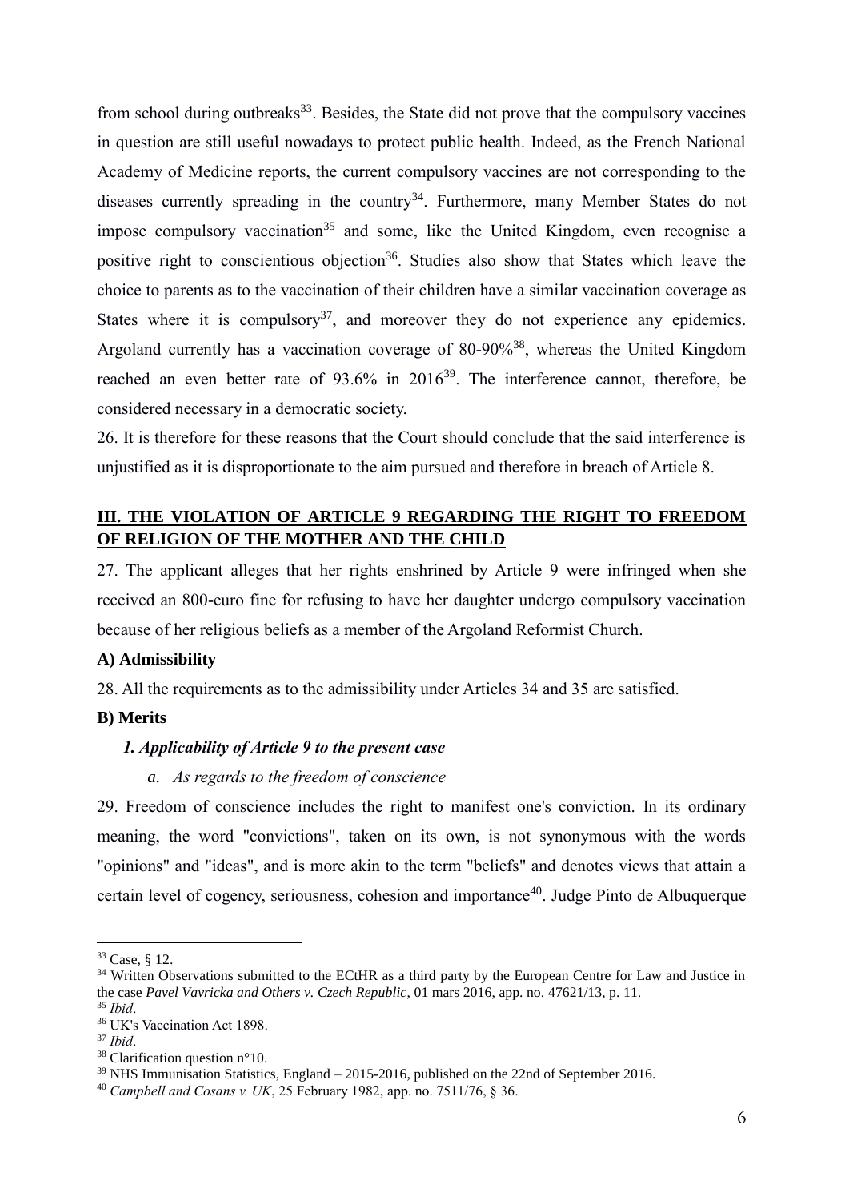from school during outbreaks[33]. Besides, the State did not prove that the compulsory vaccines in question are still useful nowadays to protect public health. Indeed, as the French National Academy of Medicine reports, the current compulsory vaccines are not corresponding to the diseases currently spreading in the country[34]. Furthermore, many Member States do not impose compulsory vaccination[35] and some, like the United Kingdom, even recognise a positive right to conscientious objection[36]. Studies also show that States which leave the choice to parents as to the vaccination of their children have a similar vaccination coverage as States where it is compulsory[37], and moreover they do not experience any epidemics. Argoland currently has a vaccination coverage of 80-90%[38], whereas the United Kingdom reached an even better rate of 93.6% in 2016[39]. The interference cannot, therefore, be considered necessary in a democratic society.

26. It is therefore for these reasons that the Court should conclude that the said interference is unjustified as it is disproportionate to the aim pursued and therefore in breach of Article 8.

## III. THE VIOLATION OF ARTICLE 9 REGARDING THE RIGHT TO FREEDOM OF RELIGION OF THE MOTHER AND THE CHILD

27. The applicant alleges that her rights enshrined by Article 9 were infringed when she received an 800-euro fine for refusing to have her daughter undergo compulsory vaccination because of her religious beliefs as a member of the Argoland Reformist Church.

### A) Admissibility

28. All the requirements as to the admissibility under Articles 34 and 35 are satisfied.

### B) Merits

#### *1. Applicability of Article 9 to the present case*

##### *a. As regards to the freedom of conscience*

29. Freedom of conscience includes the right to manifest one's conviction. In its ordinary meaning, the word "convictions", taken on its own, is not synonymous with the words "opinions" and "ideas", and is more akin to the term "beliefs" and denotes views that attain a certain level of cogency, seriousness, cohesion and importance[40]. Judge Pinto de Albuquerque

---

[33] Case, § 12.

[34] Written Observations submitted to the ECtHR as a third party by the European Centre for Law and Justice in the case *Pavel Vavricka and Others v. Czech Republic*, 01 mars 2016, app. no. 47621/13, p. 11.

[35] *Ibid*.

[36] UK's Vaccination Act 1898.

[37] *Ibid*.

[38] Clarification question n°10.

[39] NHS Immunisation Statistics, England – 2015-2016, published on the 22nd of September 2016.

[40] *Campbell and Cosans v. UK*, 25 February 1982, app. no. 7511/76, § 36.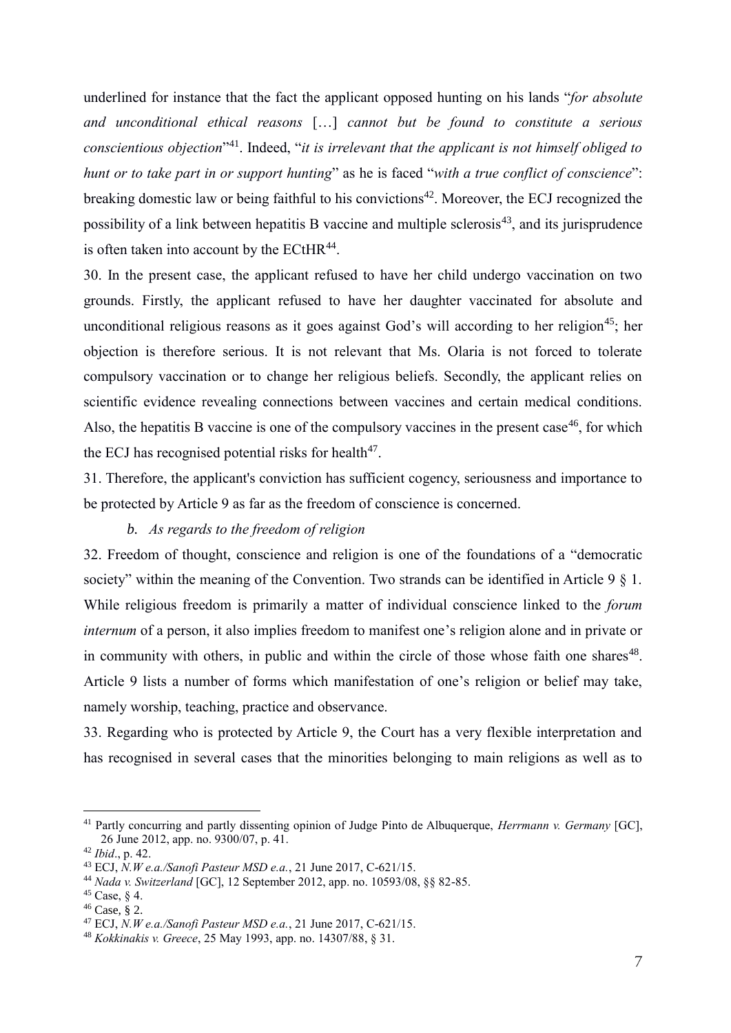underlined for instance that the fact the applicant opposed hunting on his lands "*for absolute and unconditional ethical reasons* […] *cannot but be found to constitute a serious conscientious objection*"[41]. Indeed, "*it is irrelevant that the applicant is not himself obliged to hunt or to take part in or support hunting*" as he is faced "*with a true conflict of conscience*": breaking domestic law or being faithful to his convictions[42]. Moreover, the ECJ recognized the possibility of a link between hepatitis B vaccine and multiple sclerosis[43], and its jurisprudence is often taken into account by the ECtHR[44].

30. In the present case, the applicant refused to have her child undergo vaccination on two grounds. Firstly, the applicant refused to have her daughter vaccinated for absolute and unconditional religious reasons as it goes against God's will according to her religion[45]; her objection is therefore serious. It is not relevant that Ms. Olaria is not forced to tolerate compulsory vaccination or to change her religious beliefs. Secondly, the applicant relies on scientific evidence revealing connections between vaccines and certain medical conditions. Also, the hepatitis B vaccine is one of the compulsory vaccines in the present case[46], for which the ECJ has recognised potential risks for health[47].

31. Therefore, the applicant's conviction has sufficient cogency, seriousness and importance to be protected by Article 9 as far as the freedom of conscience is concerned.

*b. As regards to the freedom of religion*

32. Freedom of thought, conscience and religion is one of the foundations of a "democratic society" within the meaning of the Convention. Two strands can be identified in Article 9 § 1. While religious freedom is primarily a matter of individual conscience linked to the *forum internum* of a person, it also implies freedom to manifest one's religion alone and in private or in community with others, in public and within the circle of those whose faith one shares[48]. Article 9 lists a number of forms which manifestation of one's religion or belief may take, namely worship, teaching, practice and observance.

33. Regarding who is protected by Article 9, the Court has a very flexible interpretation and has recognised in several cases that the minorities belonging to main religions as well as to

---

[41] Partly concurring and partly dissenting opinion of Judge Pinto de Albuquerque, *Herrmann v. Germany* [GC], 26 June 2012, app. no. 9300/07, p. 41.

[42] *Ibid*., p. 42.

[43] ECJ, *N.W e.a./Sanofi Pasteur MSD e.a.*, 21 June 2017, C-621/15.

[44] *Nada v. Switzerland* [GC], 12 September 2012, app. no. 10593/08, §§ 82-85.

[45] Case, § 4.

[46] Case, § 2.

[47] ECJ, *N.W e.a./Sanofi Pasteur MSD e.a.*, 21 June 2017, C-621/15.

[48] *Kokkinakis v. Greece*, 25 May 1993, app. no. 14307/88, § 31.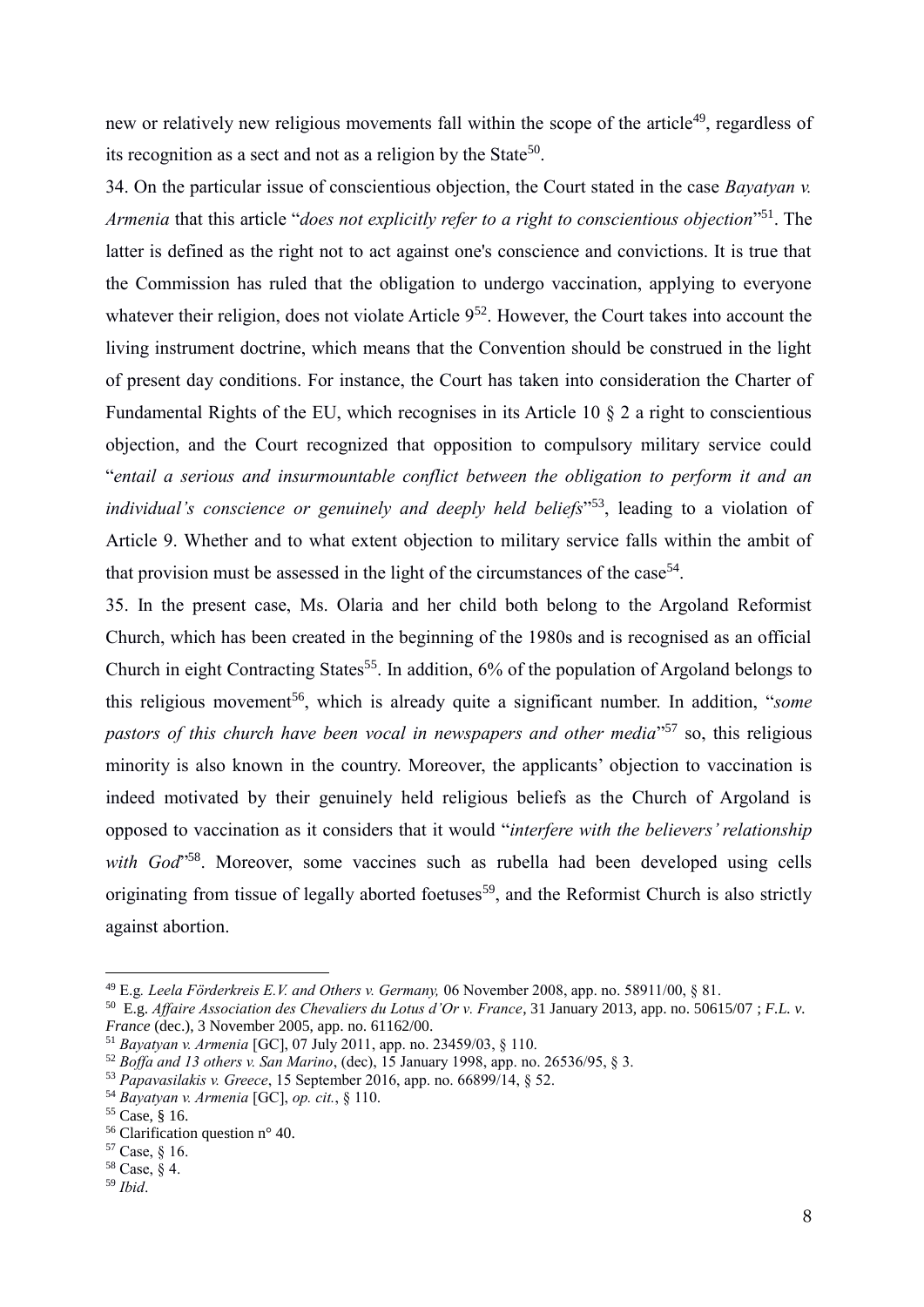new or relatively new religious movements fall within the scope of the article[49], regardless of its recognition as a sect and not as a religion by the State[50].

34. On the particular issue of conscientious objection, the Court stated in the case *Bayatyan v. Armenia* that this article "*does not explicitly refer to a right to conscientious objection*"[51]. The latter is defined as the right not to act against one's conscience and convictions. It is true that the Commission has ruled that the obligation to undergo vaccination, applying to everyone whatever their religion, does not violate Article 9[52]. However, the Court takes into account the living instrument doctrine, which means that the Convention should be construed in the light of present day conditions. For instance, the Court has taken into consideration the Charter of Fundamental Rights of the EU, which recognises in its Article 10 § 2 a right to conscientious objection, and the Court recognized that opposition to compulsory military service could "*entail a serious and insurmountable conflict between the obligation to perform it and an individual's conscience or genuinely and deeply held beliefs*"[53], leading to a violation of Article 9. Whether and to what extent objection to military service falls within the ambit of that provision must be assessed in the light of the circumstances of the case[54].

35. In the present case, Ms. Olaria and her child both belong to the Argoland Reformist Church, which has been created in the beginning of the 1980s and is recognised as an official Church in eight Contracting States[55]. In addition, 6% of the population of Argoland belongs to this religious movement[56], which is already quite a significant number. In addition, "*some pastors of this church have been vocal in newspapers and other media*"[57] so, this religious minority is also known in the country. Moreover, the applicants' objection to vaccination is indeed motivated by their genuinely held religious beliefs as the Church of Argoland is opposed to vaccination as it considers that it would "*interfere with the believers' relationship with God*"[58]. Moreover, some vaccines such as rubella had been developed using cells originating from tissue of legally aborted foetuses[59], and the Reformist Church is also strictly against abortion.

---

[49] E.g. *Leela Förderkreis E.V. and Others v. Germany,* 06 November 2008, app. no. 58911/00, § 81.

[50] E.g. *Affaire Association des Chevaliers du Lotus d'Or v. France*, 31 January 2013, app. no. 50615/07 ; *F.L. v. France* (dec.), 3 November 2005, app. no. 61162/00.

[51] *Bayatyan v. Armenia* [GC], 07 July 2011, app. no. 23459/03, § 110.

[52] *Boffa and 13 others v. San Marino*, (dec), 15 January 1998, app. no. 26536/95, § 3.

[53] *Papavasilakis v. Greece*, 15 September 2016, app. no. 66899/14, § 52.

[54] *Bayatyan v. Armenia* [GC], *op. cit.*, § 110.

[55] Case, § 16.

[56] Clarification question n° 40.

[57] Case, § 16.

[58] Case, § 4.

[59] *Ibid*.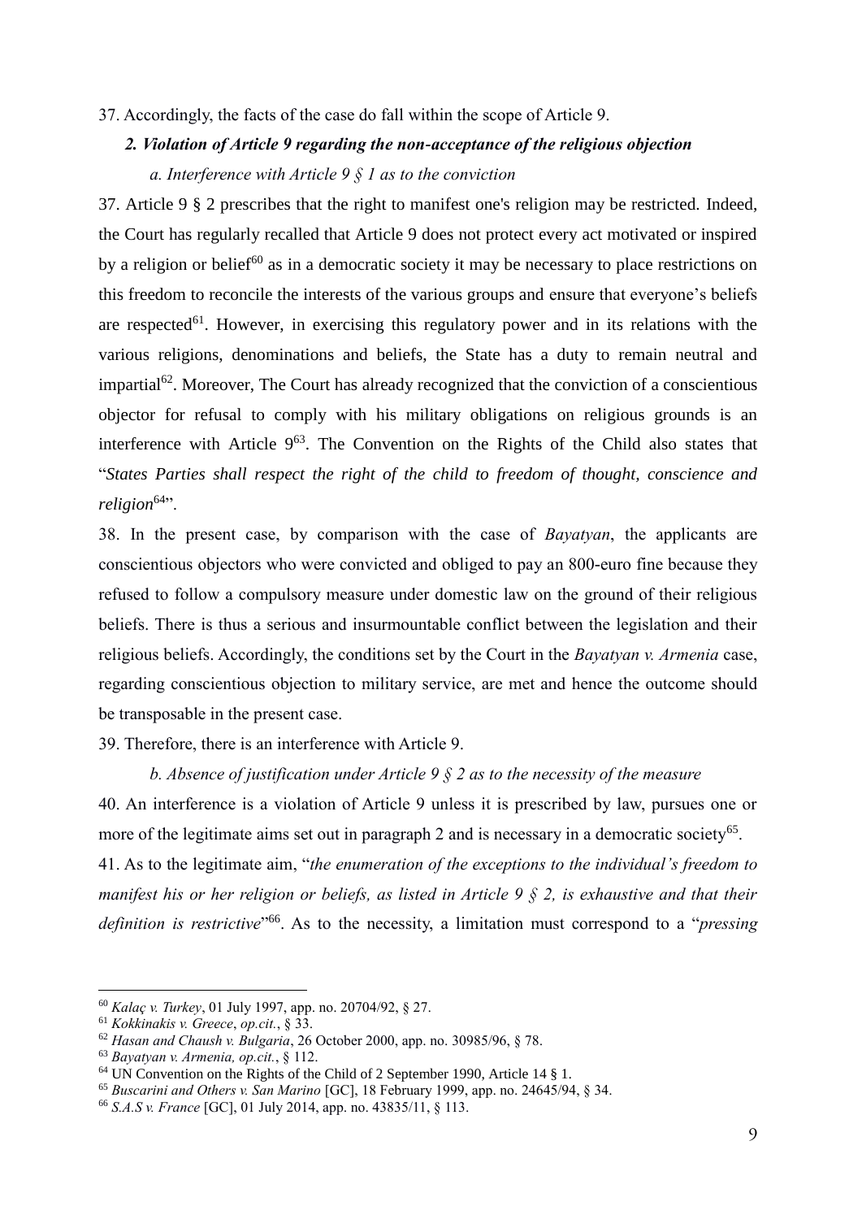37. Accordingly, the facts of the case do fall within the scope of Article 9.

### *2. Violation of Article 9 regarding the non-acceptance of the religious objection*

*a. Interference with Article 9 § 1 as to the conviction*

37. Article 9 § 2 prescribes that the right to manifest one's religion may be restricted. Indeed, the Court has regularly recalled that Article 9 does not protect every act motivated or inspired by a religion or belief[60] as in a democratic society it may be necessary to place restrictions on this freedom to reconcile the interests of the various groups and ensure that everyone's beliefs are respected[61]. However, in exercising this regulatory power and in its relations with the various religions, denominations and beliefs, the State has a duty to remain neutral and impartial[62]. Moreover, The Court has already recognized that the conviction of a conscientious objector for refusal to comply with his military obligations on religious grounds is an interference with Article 9[63]. The Convention on the Rights of the Child also states that "*States Parties shall respect the right of the child to freedom of thought, conscience and religion*[64]".

38. In the present case, by comparison with the case of *Bayatyan*, the applicants are conscientious objectors who were convicted and obliged to pay an 800-euro fine because they refused to follow a compulsory measure under domestic law on the ground of their religious beliefs. There is thus a serious and insurmountable conflict between the legislation and their religious beliefs. Accordingly, the conditions set by the Court in the *Bayatyan v. Armenia* case, regarding conscientious objection to military service, are met and hence the outcome should be transposable in the present case.

39. Therefore, there is an interference with Article 9.

*b. Absence of justification under Article 9 § 2 as to the necessity of the measure*

40. An interference is a violation of Article 9 unless it is prescribed by law, pursues one or more of the legitimate aims set out in paragraph 2 and is necessary in a democratic society[65].

41. As to the legitimate aim, "*the enumeration of the exceptions to the individual's freedom to manifest his or her religion or beliefs, as listed in Article 9 § 2, is exhaustive and that their definition is restrictive*"[66]. As to the necessity, a limitation must correspond to a "*pressing*

---

[60] *Kalaç v. Turkey*, 01 July 1997, app. no. 20704/92, § 27.

[61] *Kokkinakis v. Greece*, *op.cit.*, § 33.

[62] *Hasan and Chaush v. Bulgaria*, 26 October 2000, app. no. 30985/96, § 78.

[63] *Bayatyan v. Armenia, op.cit.*, § 112.

[64] UN Convention on the Rights of the Child of 2 September 1990, Article 14 § 1.

[65] *Buscarini and Others v. San Marino* [GC], 18 February 1999, app. no. 24645/94, § 34.

[66] *S.A.S v. France* [GC], 01 July 2014, app. no. 43835/11, § 113.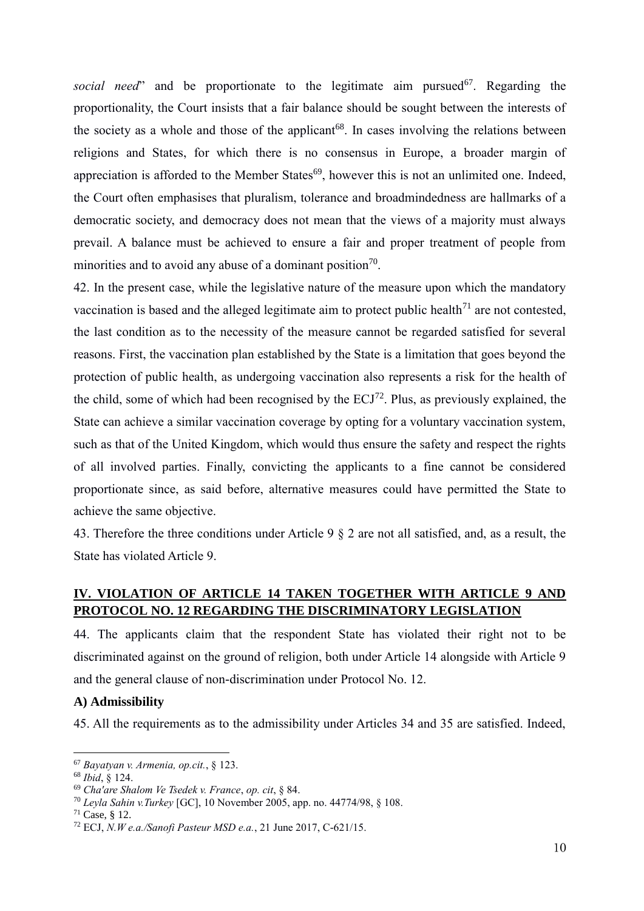*social need*" and be proportionate to the legitimate aim pursued[67]. Regarding the proportionality, the Court insists that a fair balance should be sought between the interests of the society as a whole and those of the applicant[68]. In cases involving the relations between religions and States, for which there is no consensus in Europe, a broader margin of appreciation is afforded to the Member States[69], however this is not an unlimited one. Indeed, the Court often emphasises that pluralism, tolerance and broadmindedness are hallmarks of a democratic society, and democracy does not mean that the views of a majority must always prevail. A balance must be achieved to ensure a fair and proper treatment of people from minorities and to avoid any abuse of a dominant position[70].

42. In the present case, while the legislative nature of the measure upon which the mandatory vaccination is based and the alleged legitimate aim to protect public health[71] are not contested, the last condition as to the necessity of the measure cannot be regarded satisfied for several reasons. First, the vaccination plan established by the State is a limitation that goes beyond the protection of public health, as undergoing vaccination also represents a risk for the health of the child, some of which had been recognised by the ECJ[72]. Plus, as previously explained, the State can achieve a similar vaccination coverage by opting for a voluntary vaccination system, such as that of the United Kingdom, which would thus ensure the safety and respect the rights of all involved parties. Finally, convicting the applicants to a fine cannot be considered proportionate since, as said before, alternative measures could have permitted the State to achieve the same objective.

43. Therefore the three conditions under Article 9 § 2 are not all satisfied, and, as a result, the State has violated Article 9.

## IV. VIOLATION OF ARTICLE 14 TAKEN TOGETHER WITH ARTICLE 9 AND PROTOCOL NO. 12 REGARDING THE DISCRIMINATORY LEGISLATION

44. The applicants claim that the respondent State has violated their right not to be discriminated against on the ground of religion, both under Article 14 alongside with Article 9 and the general clause of non-discrimination under Protocol No. 12.

### A) Admissibility

45. All the requirements as to the admissibility under Articles 34 and 35 are satisfied. Indeed,

---

[67] *Bayatyan v. Armenia, op.cit.*, § 123.

[68] *Ibid*, § 124.

[69] *Cha'are Shalom Ve Tsedek v. France*, *op. cit*, § 84.

[70] *Leyla Sahin v.Turkey* [GC], 10 November 2005, app. no. 44774/98, § 108.

[71] Case, § 12.

[72] ECJ, *N.W e.a./Sanofi Pasteur MSD e.a.*, 21 June 2017, C-621/15.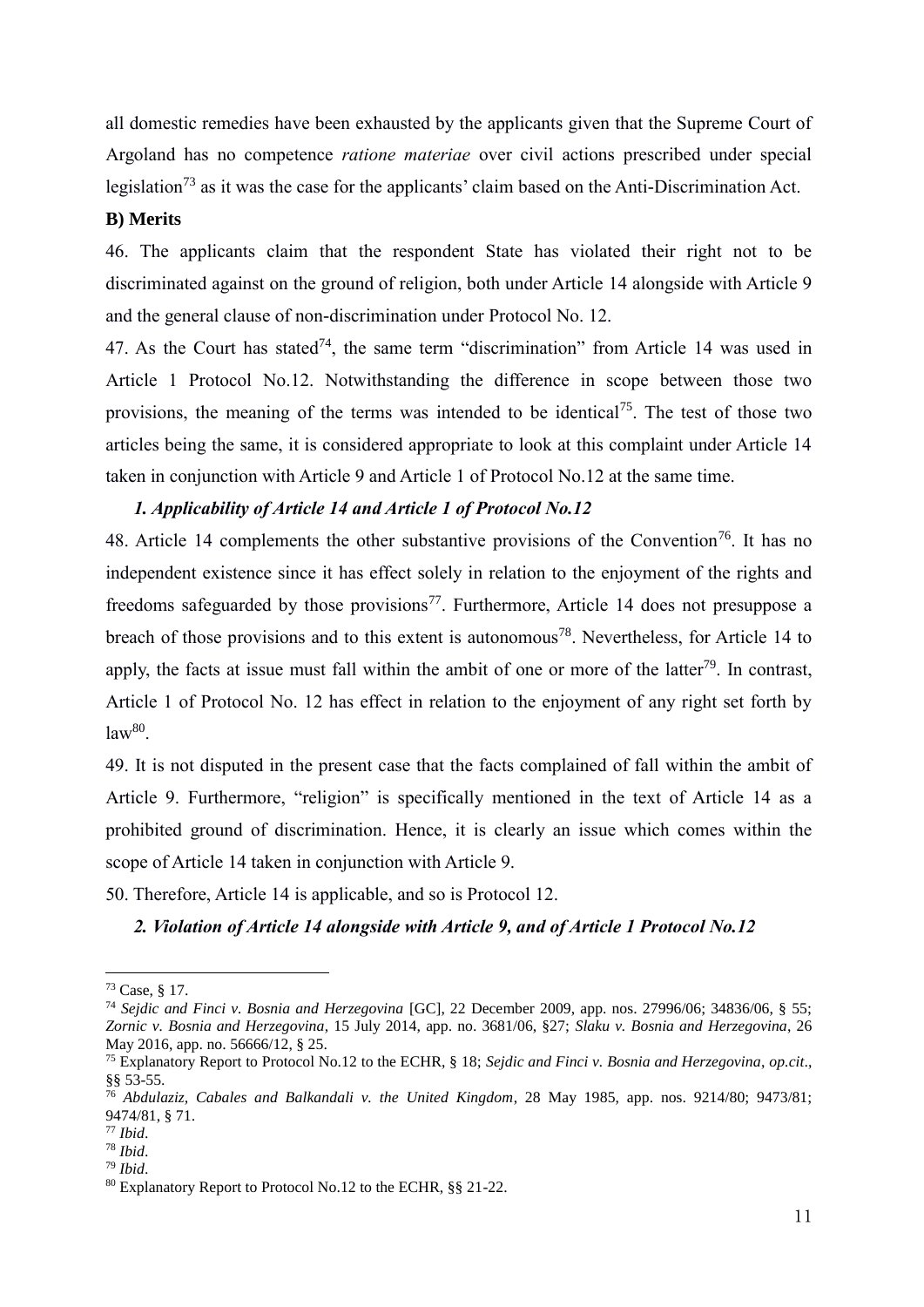all domestic remedies have been exhausted by the applicants given that the Supreme Court of Argoland has no competence *ratione materiae* over civil actions prescribed under special legislation[73] as it was the case for the applicants' claim based on the Anti-Discrimination Act.

**B) Merits**

46. The applicants claim that the respondent State has violated their right not to be discriminated against on the ground of religion, both under Article 14 alongside with Article 9 and the general clause of non-discrimination under Protocol No. 12.

47. As the Court has stated[74], the same term "discrimination" from Article 14 was used in Article 1 Protocol No.12. Notwithstanding the difference in scope between those two provisions, the meaning of the terms was intended to be identical[75]. The test of those two articles being the same, it is considered appropriate to look at this complaint under Article 14 taken in conjunction with Article 9 and Article 1 of Protocol No.12 at the same time.

***1. Applicability of Article 14 and Article 1 of Protocol No.12***

48. Article 14 complements the other substantive provisions of the Convention[76]. It has no independent existence since it has effect solely in relation to the enjoyment of the rights and freedoms safeguarded by those provisions[77]. Furthermore, Article 14 does not presuppose a breach of those provisions and to this extent is autonomous[78]. Nevertheless, for Article 14 to apply, the facts at issue must fall within the ambit of one or more of the latter[79]. In contrast, Article 1 of Protocol No. 12 has effect in relation to the enjoyment of any right set forth by law[80].

49. It is not disputed in the present case that the facts complained of fall within the ambit of Article 9. Furthermore, "religion" is specifically mentioned in the text of Article 14 as a prohibited ground of discrimination. Hence, it is clearly an issue which comes within the scope of Article 14 taken in conjunction with Article 9.

50. Therefore, Article 14 is applicable, and so is Protocol 12.

***2. Violation of Article 14 alongside with Article 9, and of Article 1 Protocol No.12***

---

[73] Case, § 17.

[74] *Sejdic and Finci v. Bosnia and Herzegovina* [GC], 22 December 2009, app. nos. 27996/06; 34836/06, § 55; *Zornic v. Bosnia and Herzegovina*, 15 July 2014, app. no. 3681/06, §27; *Slaku v. Bosnia and Herzegovina*, 26 May 2016, app. no. 56666/12, § 25.

[75] Explanatory Report to Protocol No.12 to the ECHR, § 18; *Sejdic and Finci v. Bosnia and Herzegovina*, *op.cit*., §§ 53-55.

[76] *Abdulaziz, Cabales and Balkandali v. the United Kingdom*, 28 May 1985, app. nos. 9214/80; 9473/81; 9474/81, § 71.

[77] *Ibid*.

[78] *Ibid*.

[79] *Ibid*.

[80] Explanatory Report to Protocol No.12 to the ECHR, §§ 21-22.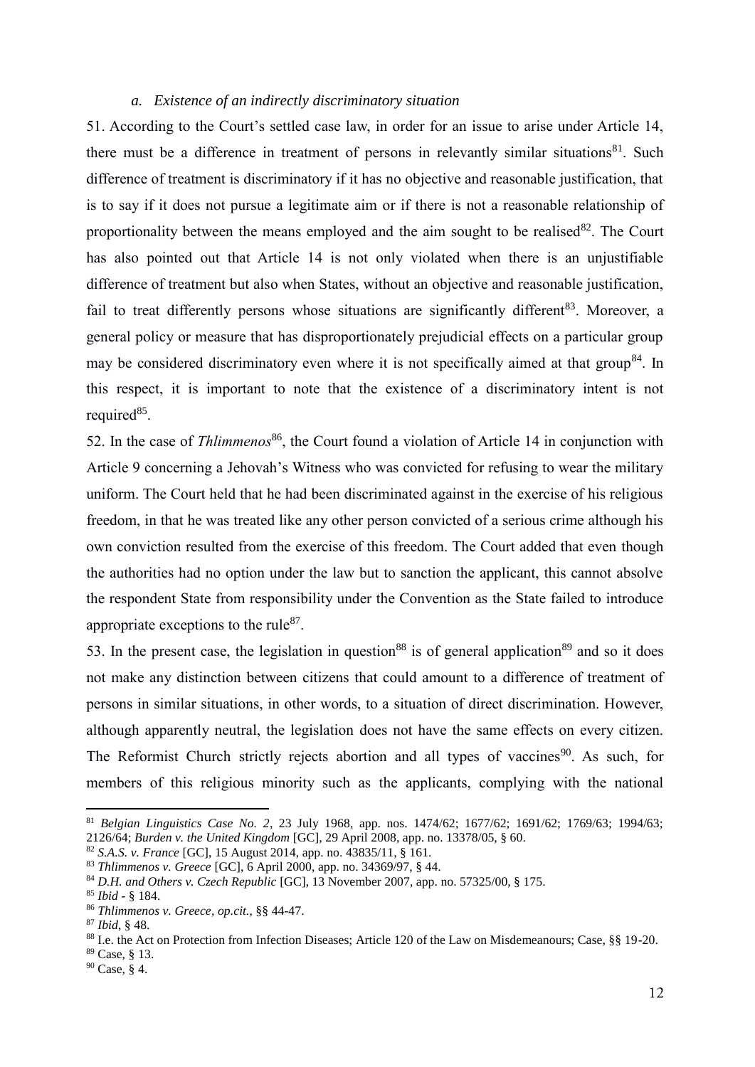### *a. Existence of an indirectly discriminatory situation*

51. According to the Court's settled case law, in order for an issue to arise under Article 14, there must be a difference in treatment of persons in relevantly similar situations[81]. Such difference of treatment is discriminatory if it has no objective and reasonable justification, that is to say if it does not pursue a legitimate aim or if there is not a reasonable relationship of proportionality between the means employed and the aim sought to be realised[82]. The Court has also pointed out that Article 14 is not only violated when there is an unjustifiable difference of treatment but also when States, without an objective and reasonable justification, fail to treat differently persons whose situations are significantly different[83]. Moreover, a general policy or measure that has disproportionately prejudicial effects on a particular group may be considered discriminatory even where it is not specifically aimed at that group[84]. In this respect, it is important to note that the existence of a discriminatory intent is not required[85].

52. In the case of *Thlimmenos*[86], the Court found a violation of Article 14 in conjunction with Article 9 concerning a Jehovah's Witness who was convicted for refusing to wear the military uniform. The Court held that he had been discriminated against in the exercise of his religious freedom, in that he was treated like any other person convicted of a serious crime although his own conviction resulted from the exercise of this freedom. The Court added that even though the authorities had no option under the law but to sanction the applicant, this cannot absolve the respondent State from responsibility under the Convention as the State failed to introduce appropriate exceptions to the rule[87].

53. In the present case, the legislation in question[88] is of general application[89] and so it does not make any distinction between citizens that could amount to a difference of treatment of persons in similar situations, in other words, to a situation of direct discrimination. However, although apparently neutral, the legislation does not have the same effects on every citizen. The Reformist Church strictly rejects abortion and all types of vaccines[90]. As such, for members of this religious minority such as the applicants, complying with the national

---

[81] *Belgian Linguistics Case No. 2*, 23 July 1968, app. nos. 1474/62; 1677/62; 1691/62; 1769/63; 1994/63; 2126/64; *Burden v. the United Kingdom* [GC], 29 April 2008, app. no. 13378/05, § 60.

[82] *S.A.S. v. France* [GC], 15 August 2014, app. no. 43835/11, § 161.

[83] *Thlimmenos v. Greece* [GC], 6 April 2000, app. no. 34369/97, § 44.

[84] *D.H. and Others v. Czech Republic* [GC], 13 November 2007, app. no. 57325/00, § 175.

[85] *Ibid* - § 184.

[86] *Thlimmenos v. Greece*, *op.cit.*, §§ 44-47.

[87] *Ibid*, § 48.

[88] I.e. the Act on Protection from Infection Diseases; Article 120 of the Law on Misdemeanours; Case, §§ 19-20.

[89] Case, § 13.

[90] Case, § 4.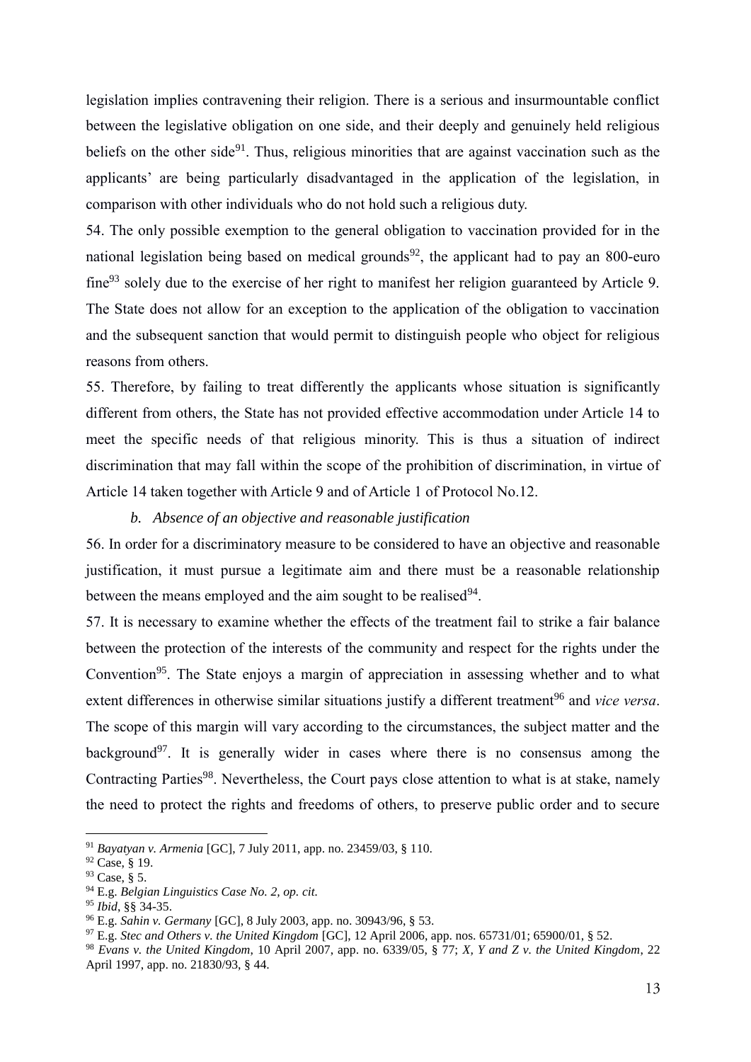legislation implies contravening their religion. There is a serious and insurmountable conflict between the legislative obligation on one side, and their deeply and genuinely held religious beliefs on the other side[91]. Thus, religious minorities that are against vaccination such as the applicants' are being particularly disadvantaged in the application of the legislation, in comparison with other individuals who do not hold such a religious duty.

54. The only possible exemption to the general obligation to vaccination provided for in the national legislation being based on medical grounds[92], the applicant had to pay an 800-euro fine[93] solely due to the exercise of her right to manifest her religion guaranteed by Article 9. The State does not allow for an exception to the application of the obligation to vaccination and the subsequent sanction that would permit to distinguish people who object for religious reasons from others.

55. Therefore, by failing to treat differently the applicants whose situation is significantly different from others, the State has not provided effective accommodation under Article 14 to meet the specific needs of that religious minority. This is thus a situation of indirect discrimination that may fall within the scope of the prohibition of discrimination, in virtue of Article 14 taken together with Article 9 and of Article 1 of Protocol No.12.

*b. Absence of an objective and reasonable justification*

56. In order for a discriminatory measure to be considered to have an objective and reasonable justification, it must pursue a legitimate aim and there must be a reasonable relationship between the means employed and the aim sought to be realised[94].

57. It is necessary to examine whether the effects of the treatment fail to strike a fair balance between the protection of the interests of the community and respect for the rights under the Convention[95]. The State enjoys a margin of appreciation in assessing whether and to what extent differences in otherwise similar situations justify a different treatment[96] and *vice versa*. The scope of this margin will vary according to the circumstances, the subject matter and the background[97]. It is generally wider in cases where there is no consensus among the Contracting Parties[98]. Nevertheless, the Court pays close attention to what is at stake, namely the need to protect the rights and freedoms of others, to preserve public order and to secure

---

[91] *Bayatyan v. Armenia* [GC], 7 July 2011, app. no. 23459/03, § 110.

[92] Case, § 19.

[93] Case, § 5.

[94] E.g. *Belgian Linguistics Case No. 2, op. cit.*

[95] *Ibid*, §§ 34-35.

[96] E.g. *Sahin v. Germany* [GC], 8 July 2003, app. no. 30943/96, § 53.

[97] E.g. *Stec and Others v. the United Kingdom* [GC], 12 April 2006, app. nos. 65731/01; 65900/01, § 52.

[98] *Evans v. the United Kingdom*, 10 April 2007, app. no. 6339/05, § 77; *X, Y and Z v. the United Kingdom*, 22 April 1997, app. no. 21830/93, § 44.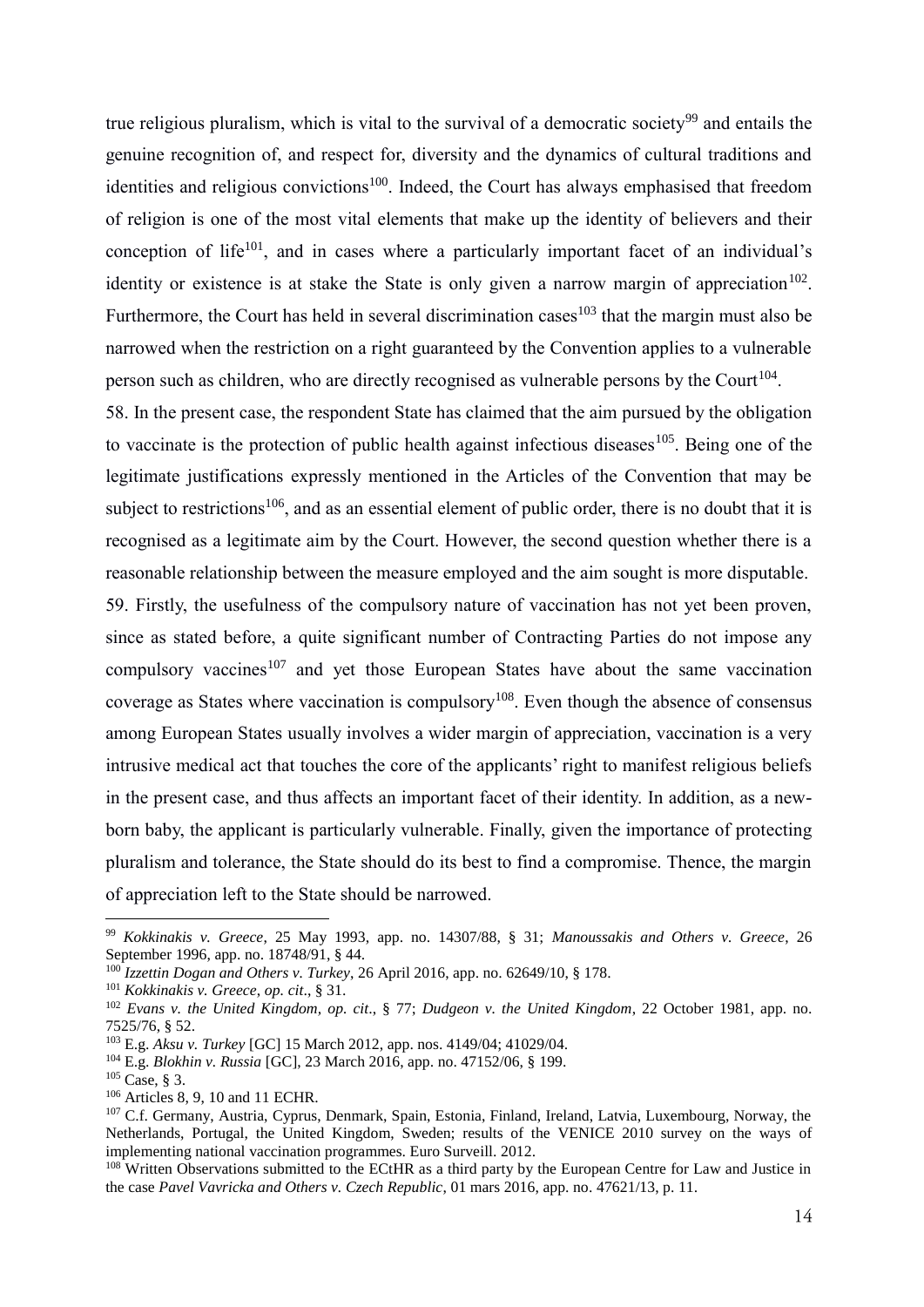true religious pluralism, which is vital to the survival of a democratic society[99] and entails the genuine recognition of, and respect for, diversity and the dynamics of cultural traditions and identities and religious convictions[100]. Indeed, the Court has always emphasised that freedom of religion is one of the most vital elements that make up the identity of believers and their conception of life[101], and in cases where a particularly important facet of an individual's identity or existence is at stake the State is only given a narrow margin of appreciation[102]. Furthermore, the Court has held in several discrimination cases[103] that the margin must also be narrowed when the restriction on a right guaranteed by the Convention applies to a vulnerable person such as children, who are directly recognised as vulnerable persons by the Court[104].

58. In the present case, the respondent State has claimed that the aim pursued by the obligation to vaccinate is the protection of public health against infectious diseases[105]. Being one of the legitimate justifications expressly mentioned in the Articles of the Convention that may be subject to restrictions[106], and as an essential element of public order, there is no doubt that it is recognised as a legitimate aim by the Court. However, the second question whether there is a reasonable relationship between the measure employed and the aim sought is more disputable.

59. Firstly, the usefulness of the compulsory nature of vaccination has not yet been proven, since as stated before, a quite significant number of Contracting Parties do not impose any compulsory vaccines[107] and yet those European States have about the same vaccination coverage as States where vaccination is compulsory[108]. Even though the absence of consensus among European States usually involves a wider margin of appreciation, vaccination is a very intrusive medical act that touches the core of the applicants' right to manifest religious beliefs in the present case, and thus affects an important facet of their identity. In addition, as a new-born baby, the applicant is particularly vulnerable. Finally, given the importance of protecting pluralism and tolerance, the State should do its best to find a compromise. Thence, the margin of appreciation left to the State should be narrowed.

---

[99] *Kokkinakis v. Greece*, 25 May 1993, app. no. 14307/88, § 31; *Manoussakis and Others v. Greece*, 26 September 1996, app. no. 18748/91, § 44.

[100] *Izzettin Dogan and Others v. Turkey*, 26 April 2016, app. no. 62649/10, § 178.

[101] *Kokkinakis v. Greece*, *op. cit*., § 31.

[102] *Evans v. the United Kingdom*, *op. cit*., § 77; *Dudgeon v. the United Kingdom*, 22 October 1981, app. no. 7525/76, § 52.

[103] E.g. *Aksu v. Turkey* [GC] 15 March 2012, app. nos. 4149/04; 41029/04.

[104] E.g. *Blokhin v. Russia* [GC], 23 March 2016, app. no. 47152/06, § 199.

[105] Case, § 3.

[106] Articles 8, 9, 10 and 11 ECHR.

[107] C.f. Germany, Austria, Cyprus, Denmark, Spain, Estonia, Finland, Ireland, Latvia, Luxembourg, Norway, the Netherlands, Portugal, the United Kingdom, Sweden; results of the VENICE 2010 survey on the ways of implementing national vaccination programmes. Euro Surveill. 2012.

[108] Written Observations submitted to the ECtHR as a third party by the European Centre for Law and Justice in the case *Pavel Vavricka and Others v. Czech Republic*, 01 mars 2016, app. no. 47621/13, p. 11.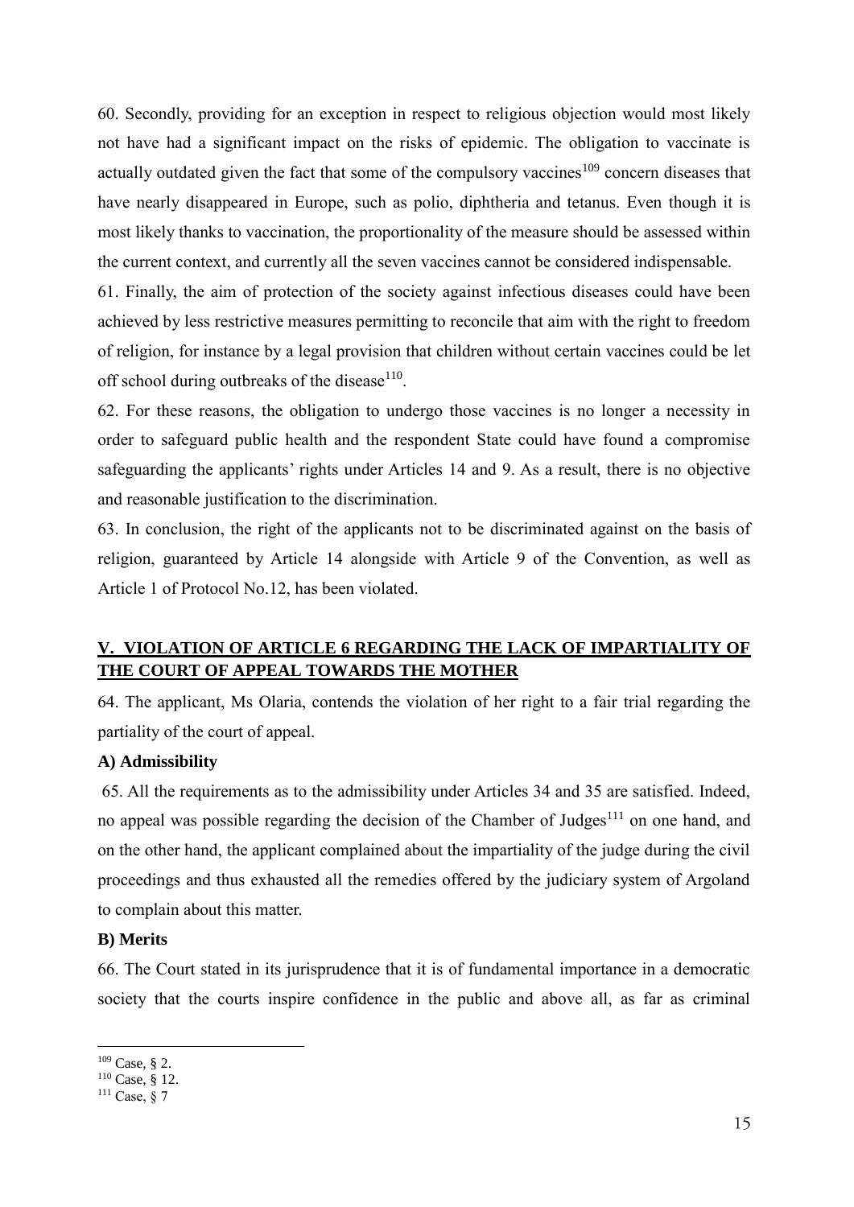60. Secondly, providing for an exception in respect to religious objection would most likely not have had a significant impact on the risks of epidemic. The obligation to vaccinate is actually outdated given the fact that some of the compulsory vaccines[109] concern diseases that have nearly disappeared in Europe, such as polio, diphtheria and tetanus. Even though it is most likely thanks to vaccination, the proportionality of the measure should be assessed within the current context, and currently all the seven vaccines cannot be considered indispensable.

61. Finally, the aim of protection of the society against infectious diseases could have been achieved by less restrictive measures permitting to reconcile that aim with the right to freedom of religion, for instance by a legal provision that children without certain vaccines could be let off school during outbreaks of the disease[110].

62. For these reasons, the obligation to undergo those vaccines is no longer a necessity in order to safeguard public health and the respondent State could have found a compromise safeguarding the applicants' rights under Articles 14 and 9. As a result, there is no objective and reasonable justification to the discrimination.

63. In conclusion, the right of the applicants not to be discriminated against on the basis of religion, guaranteed by Article 14 alongside with Article 9 of the Convention, as well as Article 1 of Protocol No.12, has been violated.

## V. VIOLATION OF ARTICLE 6 REGARDING THE LACK OF IMPARTIALITY OF THE COURT OF APPEAL TOWARDS THE MOTHER

64. The applicant, Ms Olaria, contends the violation of her right to a fair trial regarding the partiality of the court of appeal.

### A) Admissibility

65. All the requirements as to the admissibility under Articles 34 and 35 are satisfied. Indeed, no appeal was possible regarding the decision of the Chamber of Judges[111] on one hand, and on the other hand, the applicant complained about the impartiality of the judge during the civil proceedings and thus exhausted all the remedies offered by the judiciary system of Argoland to complain about this matter.

### B) Merits

66. The Court stated in its jurisprudence that it is of fundamental importance in a democratic society that the courts inspire confidence in the public and above all, as far as criminal

---

[109] Case, § 2.

[110] Case, § 12.

[111] Case, § 7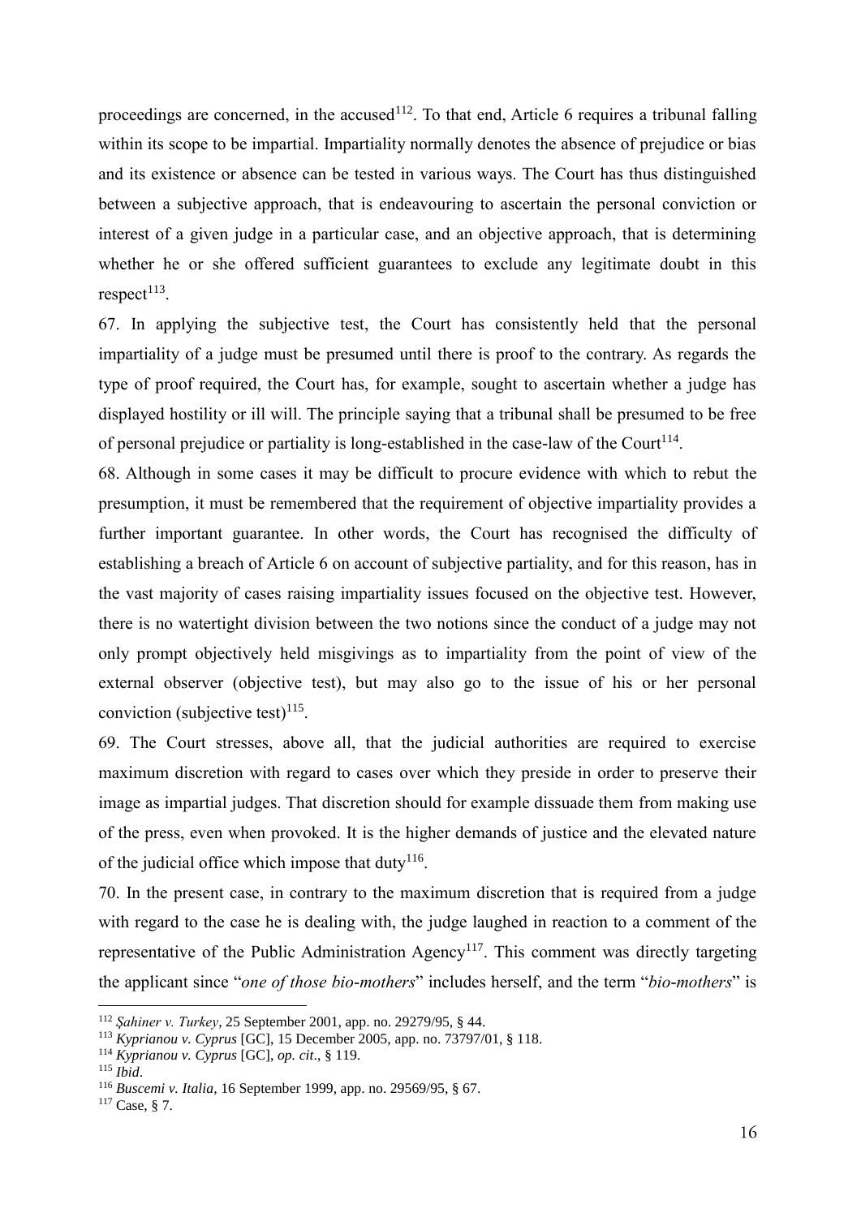proceedings are concerned, in the accused[112]. To that end, Article 6 requires a tribunal falling within its scope to be impartial. Impartiality normally denotes the absence of prejudice or bias and its existence or absence can be tested in various ways. The Court has thus distinguished between a subjective approach, that is endeavouring to ascertain the personal conviction or interest of a given judge in a particular case, and an objective approach, that is determining whether he or she offered sufficient guarantees to exclude any legitimate doubt in this respect[113].

67. In applying the subjective test, the Court has consistently held that the personal impartiality of a judge must be presumed until there is proof to the contrary. As regards the type of proof required, the Court has, for example, sought to ascertain whether a judge has displayed hostility or ill will. The principle saying that a tribunal shall be presumed to be free of personal prejudice or partiality is long-established in the case-law of the Court[114].

68. Although in some cases it may be difficult to procure evidence with which to rebut the presumption, it must be remembered that the requirement of objective impartiality provides a further important guarantee. In other words, the Court has recognised the difficulty of establishing a breach of Article 6 on account of subjective partiality, and for this reason, has in the vast majority of cases raising impartiality issues focused on the objective test. However, there is no watertight division between the two notions since the conduct of a judge may not only prompt objectively held misgivings as to impartiality from the point of view of the external observer (objective test), but may also go to the issue of his or her personal conviction (subjective test)[115].

69. The Court stresses, above all, that the judicial authorities are required to exercise maximum discretion with regard to cases over which they preside in order to preserve their image as impartial judges. That discretion should for example dissuade them from making use of the press, even when provoked. It is the higher demands of justice and the elevated nature of the judicial office which impose that duty[116].

70. In the present case, in contrary to the maximum discretion that is required from a judge with regard to the case he is dealing with, the judge laughed in reaction to a comment of the representative of the Public Administration Agency[117]. This comment was directly targeting the applicant since "*one of those bio-mothers*" includes herself, and the term "*bio-mothers*" is

---

[112] *Şahiner v. Turkey*, 25 September 2001, app. no. 29279/95, § 44.

[113] *Kyprianou v. Cyprus* [GC], 15 December 2005, app. no. 73797/01, § 118.

[114] *Kyprianou v. Cyprus* [GC], *op. cit*., § 119.

[115] *Ibid*.

[116] *Buscemi v. Italia*, 16 September 1999, app. no. 29569/95, § 67.

[117] Case, § 7.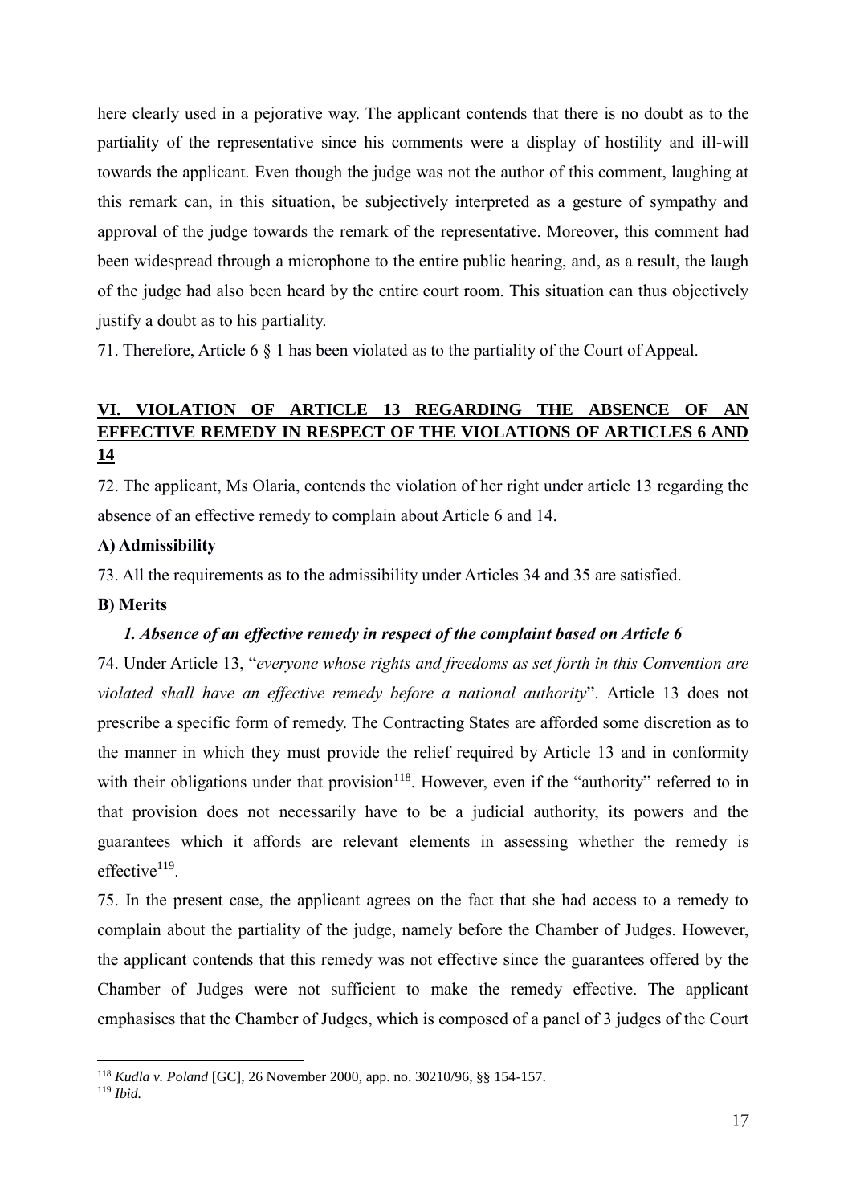here clearly used in a pejorative way. The applicant contends that there is no doubt as to the partiality of the representative since his comments were a display of hostility and ill-will towards the applicant. Even though the judge was not the author of this comment, laughing at this remark can, in this situation, be subjectively interpreted as a gesture of sympathy and approval of the judge towards the remark of the representative. Moreover, this comment had been widespread through a microphone to the entire public hearing, and, as a result, the laugh of the judge had also been heard by the entire court room. This situation can thus objectively justify a doubt as to his partiality.

71. Therefore, Article 6 § 1 has been violated as to the partiality of the Court of Appeal.

## VI. VIOLATION OF ARTICLE 13 REGARDING THE ABSENCE OF AN EFFECTIVE REMEDY IN RESPECT OF THE VIOLATIONS OF ARTICLES 6 AND 14

72. The applicant, Ms Olaria, contends the violation of her right under article 13 regarding the absence of an effective remedy to complain about Article 6 and 14.

### A) Admissibility

73. All the requirements as to the admissibility under Articles 34 and 35 are satisfied.

### B) Merits

#### *1. Absence of an effective remedy in respect of the complaint based on Article 6*

74. Under Article 13, "*everyone whose rights and freedoms as set forth in this Convention are violated shall have an effective remedy before a national authority*". Article 13 does not prescribe a specific form of remedy. The Contracting States are afforded some discretion as to the manner in which they must provide the relief required by Article 13 and in conformity with their obligations under that provision[118]. However, even if the "authority" referred to in that provision does not necessarily have to be a judicial authority, its powers and the guarantees which it affords are relevant elements in assessing whether the remedy is effective[119].

75. In the present case, the applicant agrees on the fact that she had access to a remedy to complain about the partiality of the judge, namely before the Chamber of Judges. However, the applicant contends that this remedy was not effective since the guarantees offered by the Chamber of Judges were not sufficient to make the remedy effective. The applicant emphasises that the Chamber of Judges, which is composed of a panel of 3 judges of the Court

---

[118] *Kudla v. Poland* [GC], 26 November 2000, app. no. 30210/96, §§ 154-157.

[119] *Ibid.*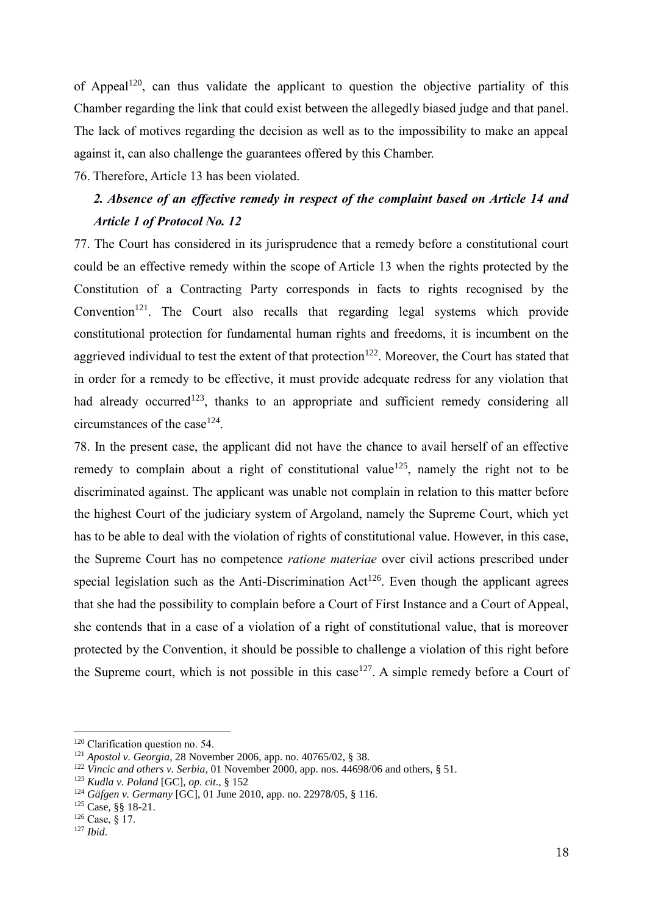of Appeal[120], can thus validate the applicant to question the objective partiality of this Chamber regarding the link that could exist between the allegedly biased judge and that panel. The lack of motives regarding the decision as well as to the impossibility to make an appeal against it, can also challenge the guarantees offered by this Chamber.

76. Therefore, Article 13 has been violated.

### *2. Absence of an effective remedy in respect of the complaint based on Article 14 and Article 1 of Protocol No. 12*

77. The Court has considered in its jurisprudence that a remedy before a constitutional court could be an effective remedy within the scope of Article 13 when the rights protected by the Constitution of a Contracting Party corresponds in facts to rights recognised by the Convention[121]. The Court also recalls that regarding legal systems which provide constitutional protection for fundamental human rights and freedoms, it is incumbent on the aggrieved individual to test the extent of that protection[122]. Moreover, the Court has stated that in order for a remedy to be effective, it must provide adequate redress for any violation that had already occurred[123], thanks to an appropriate and sufficient remedy considering all circumstances of the case[124].

78. In the present case, the applicant did not have the chance to avail herself of an effective remedy to complain about a right of constitutional value[125], namely the right not to be discriminated against. The applicant was unable not complain in relation to this matter before the highest Court of the judiciary system of Argoland, namely the Supreme Court, which yet has to be able to deal with the violation of rights of constitutional value. However, in this case, the Supreme Court has no competence *ratione materiae* over civil actions prescribed under special legislation such as the Anti-Discrimination Act[126]. Even though the applicant agrees that she had the possibility to complain before a Court of First Instance and a Court of Appeal, she contends that in a case of a violation of a right of constitutional value, that is moreover protected by the Convention, it should be possible to challenge a violation of this right before the Supreme court, which is not possible in this case[127]. A simple remedy before a Court of

---

[120] Clarification question no. 54.

[121] *Apostol v. Georgia*, 28 November 2006, app. no. 40765/02, § 38.

[122] *Vincic and others v. Serbia*, 01 November 2000, app. nos. 44698/06 and others, § 51.

[123] *Kudla v. Poland* [GC], *op. cit.*, § 152

[124] *Gäfgen v. Germany* [GC], 01 June 2010, app. no. 22978/05, § 116.

[125] Case, §§ 18-21.

[126] Case, § 17.

[127] *Ibid*.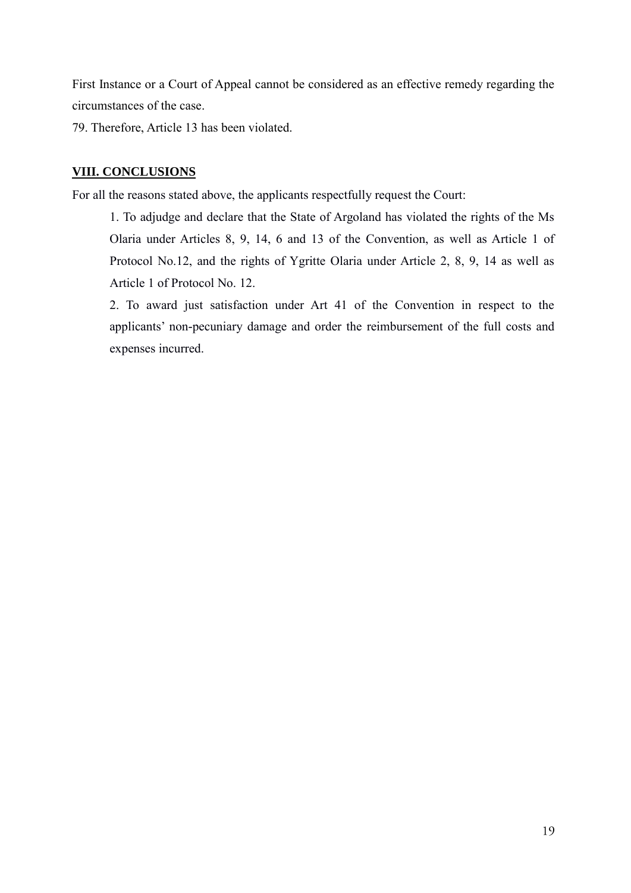First Instance or a Court of Appeal cannot be considered as an effective remedy regarding the circumstances of the case.

79. Therefore, Article 13 has been violated.

## VIII. CONCLUSIONS

For all the reasons stated above, the applicants respectfully request the Court:

1. To adjudge and declare that the State of Argoland has violated the rights of the Ms Olaria under Articles 8, 9, 14, 6 and 13 of the Convention, as well as Article 1 of Protocol No.12, and the rights of Ygritte Olaria under Article 2, 8, 9, 14 as well as Article 1 of Protocol No. 12.

2. To award just satisfaction under Art 41 of the Convention in respect to the applicants' non-pecuniary damage and order the reimbursement of the full costs and expenses incurred.